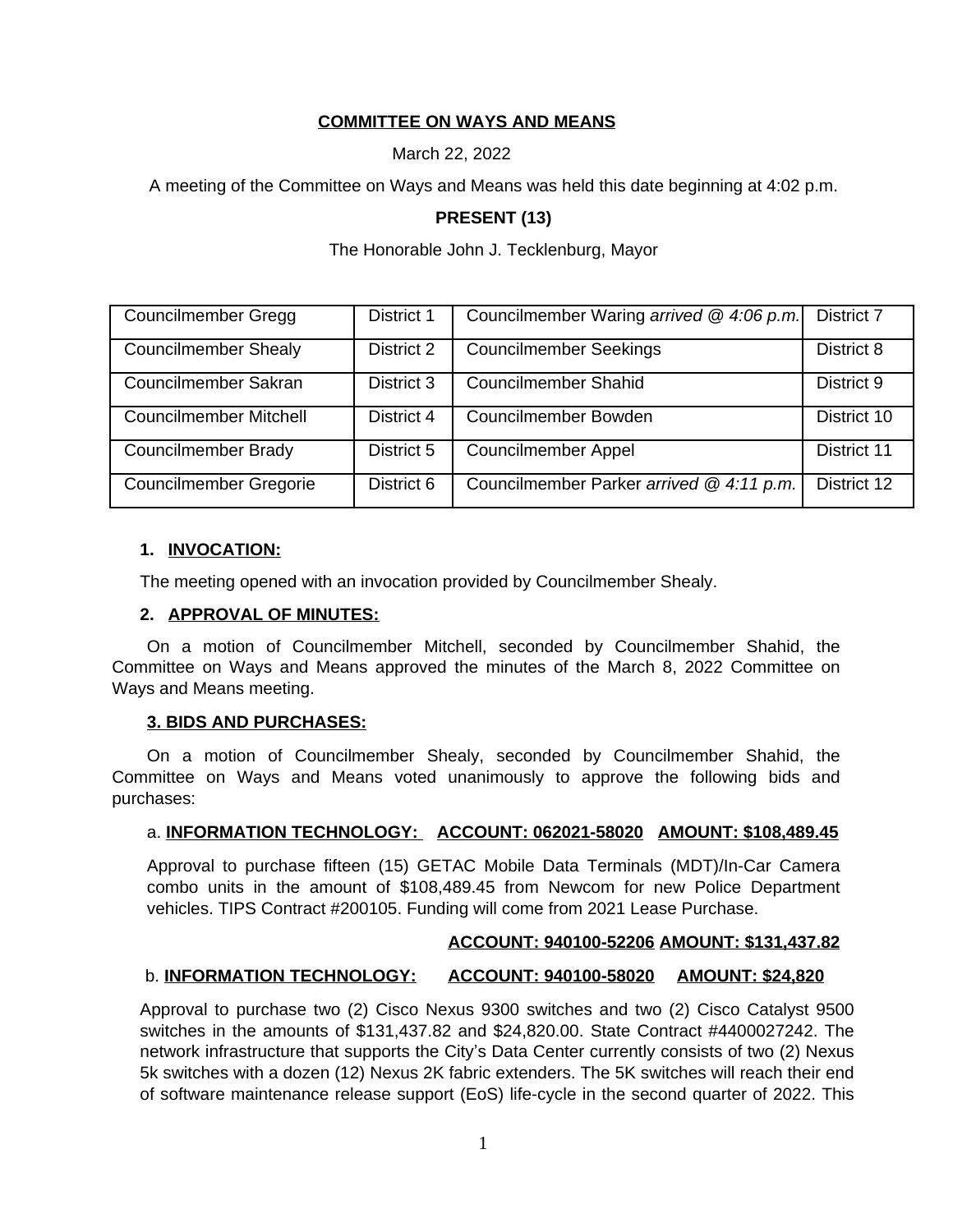# COMMITTEE ON WAYS AND MEANS

March 22, 2022

A meeting of the Committee on Ways and Means was held this date beginning at 4:02 p.m.

**PRESENT (13)**

The Honorable John J. Tecklenburg, Mayor

| | | | |
|---|---|---|---|
| Councilmember Gregg | District 1 | Councilmember Waring *arrived @ 4:06 p.m.* | District 7 |
| Councilmember Shealy | District 2 | Councilmember Seekings | District 8 |
| Councilmember Sakran | District 3 | Councilmember Shahid | District 9 |
| Councilmember Mitchell | District 4 | Councilmember Bowden | District 10 |
| Councilmember Brady | District 5 | Councilmember Appel | District 11 |
| Councilmember Gregorie | District 6 | Councilmember Parker *arrived @ 4:11 p.m.* | District 12 |

## 1. INVOCATION:

The meeting opened with an invocation provided by Councilmember Shealy.

## 2. APPROVAL OF MINUTES:

On a motion of Councilmember Mitchell, seconded by Councilmember Shahid, the Committee on Ways and Means approved the minutes of the March 8, 2022 Committee on Ways and Means meeting.

## 3. BIDS AND PURCHASES:

On a motion of Councilmember Shealy, seconded by Councilmember Shahid, the Committee on Ways and Means voted unanimously to approve the following bids and purchases:

a. **INFORMATION TECHNOLOGY: ACCOUNT: 062021-58020 AMOUNT: $108,489.45**

Approval to purchase fifteen (15) GETAC Mobile Data Terminals (MDT)/In-Car Camera combo units in the amount of $108,489.45 from Newcom for new Police Department vehicles. TIPS Contract #200105. Funding will come from 2021 Lease Purchase.

**ACCOUNT: 940100-52206 AMOUNT: $131,437.82**

b. **INFORMATION TECHNOLOGY: ACCOUNT: 940100-58020 AMOUNT: $24,820**

Approval to purchase two (2) Cisco Nexus 9300 switches and two (2) Cisco Catalyst 9500 switches in the amounts of $131,437.82 and $24,820.00. State Contract #4400027242. The network infrastructure that supports the City's Data Center currently consists of two (2) Nexus 5k switches with a dozen (12) Nexus 2K fabric extenders. The 5K switches will reach their end of software maintenance release support (EoS) life-cycle in the second quarter of 2022. This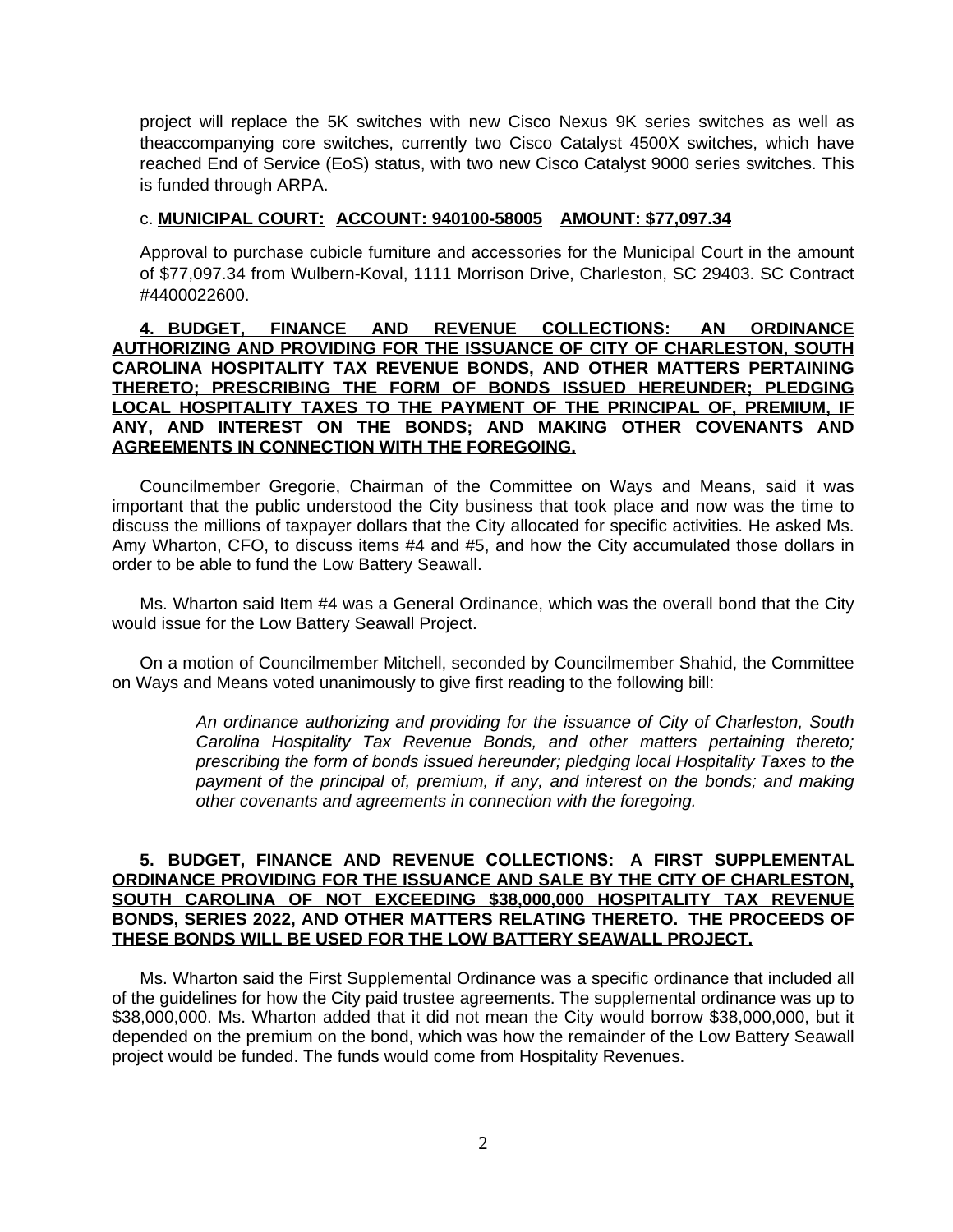project will replace the 5K switches with new Cisco Nexus 9K series switches as well as theaccompanying core switches, currently two Cisco Catalyst 4500X switches, which have reached End of Service (EoS) status, with two new Cisco Catalyst 9000 series switches. This is funded through ARPA.

c. **MUNICIPAL COURT: ACCOUNT: 940100-58005 AMOUNT: $77,097.34**

Approval to purchase cubicle furniture and accessories for the Municipal Court in the amount of $77,097.34 from Wulbern-Koval, 1111 Morrison Drive, Charleston, SC 29403. SC Contract #4400022600.

**4. BUDGET, FINANCE AND REVENUE COLLECTIONS: AN ORDINANCE AUTHORIZING AND PROVIDING FOR THE ISSUANCE OF CITY OF CHARLESTON, SOUTH CAROLINA HOSPITALITY TAX REVENUE BONDS, AND OTHER MATTERS PERTAINING THERETO; PRESCRIBING THE FORM OF BONDS ISSUED HEREUNDER; PLEDGING LOCAL HOSPITALITY TAXES TO THE PAYMENT OF THE PRINCIPAL OF, PREMIUM, IF ANY, AND INTEREST ON THE BONDS; AND MAKING OTHER COVENANTS AND AGREEMENTS IN CONNECTION WITH THE FOREGOING.**

Councilmember Gregorie, Chairman of the Committee on Ways and Means, said it was important that the public understood the City business that took place and now was the time to discuss the millions of taxpayer dollars that the City allocated for specific activities. He asked Ms. Amy Wharton, CFO, to discuss items #4 and #5, and how the City accumulated those dollars in order to be able to fund the Low Battery Seawall.

Ms. Wharton said Item #4 was a General Ordinance, which was the overall bond that the City would issue for the Low Battery Seawall Project.

On a motion of Councilmember Mitchell, seconded by Councilmember Shahid, the Committee on Ways and Means voted unanimously to give first reading to the following bill:

> *An ordinance authorizing and providing for the issuance of City of Charleston, South Carolina Hospitality Tax Revenue Bonds, and other matters pertaining thereto; prescribing the form of bonds issued hereunder; pledging local Hospitality Taxes to the payment of the principal of, premium, if any, and interest on the bonds; and making other covenants and agreements in connection with the foregoing.*

**5. BUDGET, FINANCE AND REVENUE COLLECTIONS: A FIRST SUPPLEMENTAL ORDINANCE PROVIDING FOR THE ISSUANCE AND SALE BY THE CITY OF CHARLESTON, SOUTH CAROLINA OF NOT EXCEEDING $38,000,000 HOSPITALITY TAX REVENUE BONDS, SERIES 2022, AND OTHER MATTERS RELATING THERETO. THE PROCEEDS OF THESE BONDS WILL BE USED FOR THE LOW BATTERY SEAWALL PROJECT.**

Ms. Wharton said the First Supplemental Ordinance was a specific ordinance that included all of the guidelines for how the City paid trustee agreements. The supplemental ordinance was up to $38,000,000. Ms. Wharton added that it did not mean the City would borrow $38,000,000, but it depended on the premium on the bond, which was how the remainder of the Low Battery Seawall project would be funded. The funds would come from Hospitality Revenues.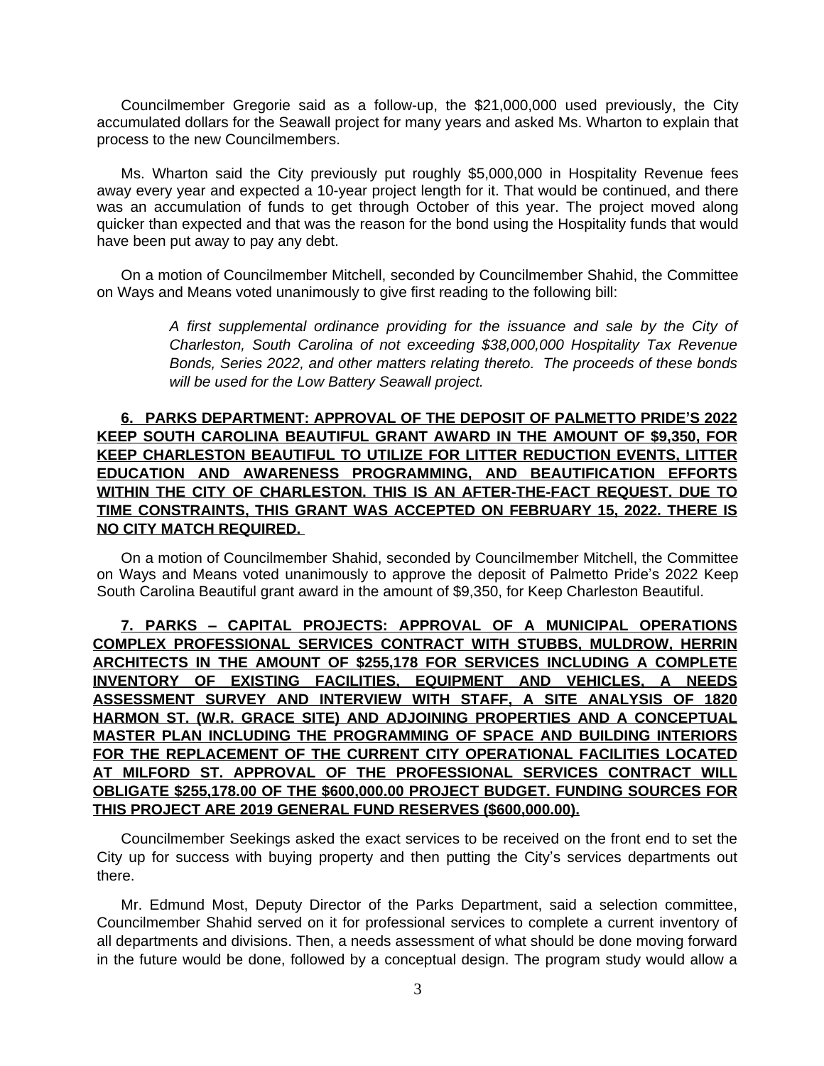Councilmember Gregorie said as a follow-up, the $21,000,000 used previously, the City accumulated dollars for the Seawall project for many years and asked Ms. Wharton to explain that process to the new Councilmembers.

Ms. Wharton said the City previously put roughly $5,000,000 in Hospitality Revenue fees away every year and expected a 10-year project length for it. That would be continued, and there was an accumulation of funds to get through October of this year. The project moved along quicker than expected and that was the reason for the bond using the Hospitality funds that would have been put away to pay any debt.

On a motion of Councilmember Mitchell, seconded by Councilmember Shahid, the Committee on Ways and Means voted unanimously to give first reading to the following bill:

> *A first supplemental ordinance providing for the issuance and sale by the City of Charleston, South Carolina of not exceeding $38,000,000 Hospitality Tax Revenue Bonds, Series 2022, and other matters relating thereto. The proceeds of these bonds will be used for the Low Battery Seawall project.*

**6. PARKS DEPARTMENT: APPROVAL OF THE DEPOSIT OF PALMETTO PRIDE'S 2022 KEEP SOUTH CAROLINA BEAUTIFUL GRANT AWARD IN THE AMOUNT OF $9,350, FOR KEEP CHARLESTON BEAUTIFUL TO UTILIZE FOR LITTER REDUCTION EVENTS, LITTER EDUCATION AND AWARENESS PROGRAMMING, AND BEAUTIFICATION EFFORTS WITHIN THE CITY OF CHARLESTON. THIS IS AN AFTER-THE-FACT REQUEST. DUE TO TIME CONSTRAINTS, THIS GRANT WAS ACCEPTED ON FEBRUARY 15, 2022. THERE IS NO CITY MATCH REQUIRED.**

On a motion of Councilmember Shahid, seconded by Councilmember Mitchell, the Committee on Ways and Means voted unanimously to approve the deposit of Palmetto Pride's 2022 Keep South Carolina Beautiful grant award in the amount of $9,350, for Keep Charleston Beautiful.

**7. PARKS – CAPITAL PROJECTS: APPROVAL OF A MUNICIPAL OPERATIONS COMPLEX PROFESSIONAL SERVICES CONTRACT WITH STUBBS, MULDROW, HERRIN ARCHITECTS IN THE AMOUNT OF $255,178 FOR SERVICES INCLUDING A COMPLETE INVENTORY OF EXISTING FACILITIES, EQUIPMENT AND VEHICLES, A NEEDS ASSESSMENT SURVEY AND INTERVIEW WITH STAFF, A SITE ANALYSIS OF 1820 HARMON ST. (W.R. GRACE SITE) AND ADJOINING PROPERTIES AND A CONCEPTUAL MASTER PLAN INCLUDING THE PROGRAMMING OF SPACE AND BUILDING INTERIORS FOR THE REPLACEMENT OF THE CURRENT CITY OPERATIONAL FACILITIES LOCATED AT MILFORD ST. APPROVAL OF THE PROFESSIONAL SERVICES CONTRACT WILL OBLIGATE $255,178.00 OF THE $600,000.00 PROJECT BUDGET. FUNDING SOURCES FOR THIS PROJECT ARE 2019 GENERAL FUND RESERVES ($600,000.00).**

Councilmember Seekings asked the exact services to be received on the front end to set the City up for success with buying property and then putting the City's services departments out there.

Mr. Edmund Most, Deputy Director of the Parks Department, said a selection committee, Councilmember Shahid served on it for professional services to complete a current inventory of all departments and divisions. Then, a needs assessment of what should be done moving forward in the future would be done, followed by a conceptual design. The program study would allow a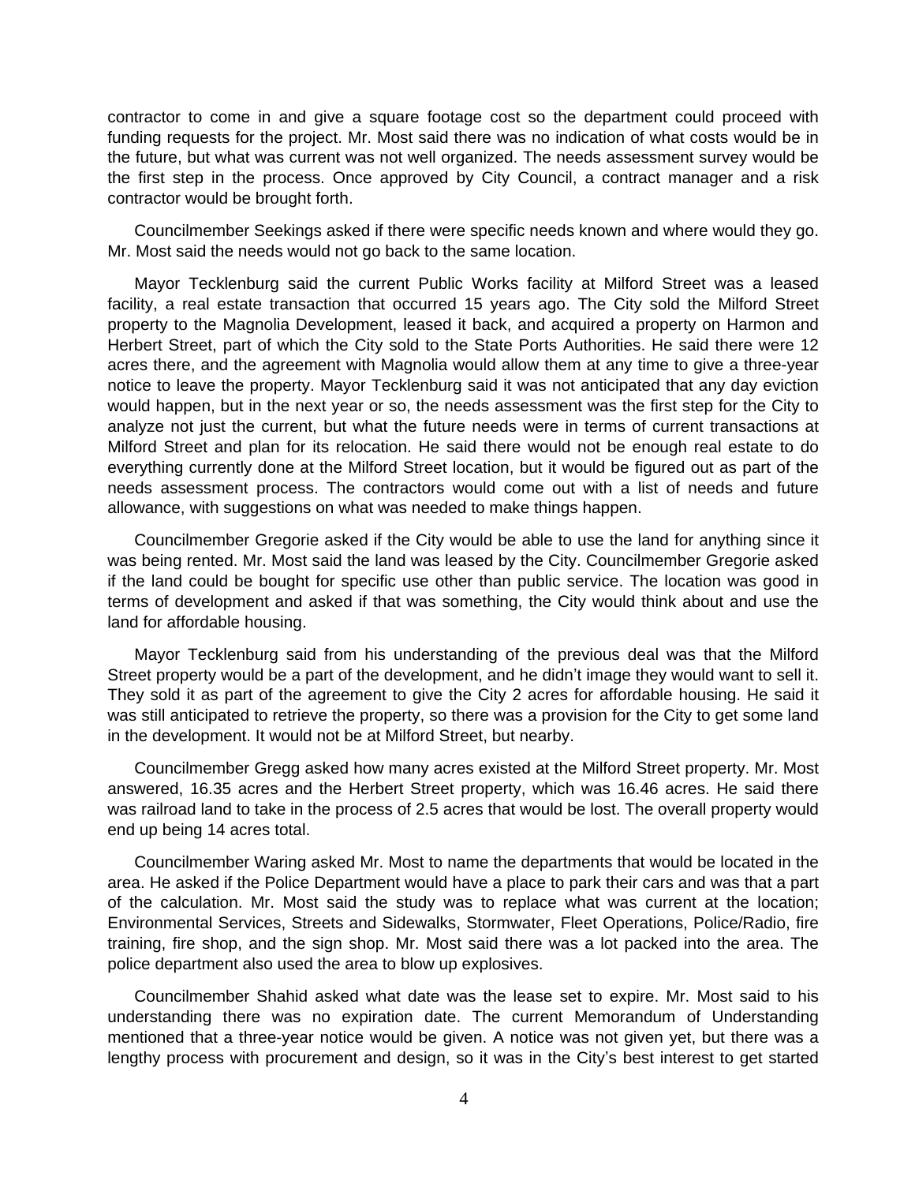contractor to come in and give a square footage cost so the department could proceed with funding requests for the project. Mr. Most said there was no indication of what costs would be in the future, but what was current was not well organized. The needs assessment survey would be the first step in the process. Once approved by City Council, a contract manager and a risk contractor would be brought forth.

Councilmember Seekings asked if there were specific needs known and where would they go. Mr. Most said the needs would not go back to the same location.

Mayor Tecklenburg said the current Public Works facility at Milford Street was a leased facility, a real estate transaction that occurred 15 years ago. The City sold the Milford Street property to the Magnolia Development, leased it back, and acquired a property on Harmon and Herbert Street, part of which the City sold to the State Ports Authorities. He said there were 12 acres there, and the agreement with Magnolia would allow them at any time to give a three-year notice to leave the property. Mayor Tecklenburg said it was not anticipated that any day eviction would happen, but in the next year or so, the needs assessment was the first step for the City to analyze not just the current, but what the future needs were in terms of current transactions at Milford Street and plan for its relocation. He said there would not be enough real estate to do everything currently done at the Milford Street location, but it would be figured out as part of the needs assessment process. The contractors would come out with a list of needs and future allowance, with suggestions on what was needed to make things happen.

Councilmember Gregorie asked if the City would be able to use the land for anything since it was being rented. Mr. Most said the land was leased by the City. Councilmember Gregorie asked if the land could be bought for specific use other than public service. The location was good in terms of development and asked if that was something, the City would think about and use the land for affordable housing.

Mayor Tecklenburg said from his understanding of the previous deal was that the Milford Street property would be a part of the development, and he didn't image they would want to sell it. They sold it as part of the agreement to give the City 2 acres for affordable housing. He said it was still anticipated to retrieve the property, so there was a provision for the City to get some land in the development. It would not be at Milford Street, but nearby.

Councilmember Gregg asked how many acres existed at the Milford Street property. Mr. Most answered, 16.35 acres and the Herbert Street property, which was 16.46 acres. He said there was railroad land to take in the process of 2.5 acres that would be lost. The overall property would end up being 14 acres total.

Councilmember Waring asked Mr. Most to name the departments that would be located in the area. He asked if the Police Department would have a place to park their cars and was that a part of the calculation. Mr. Most said the study was to replace what was current at the location; Environmental Services, Streets and Sidewalks, Stormwater, Fleet Operations, Police/Radio, fire training, fire shop, and the sign shop. Mr. Most said there was a lot packed into the area. The police department also used the area to blow up explosives.

Councilmember Shahid asked what date was the lease set to expire. Mr. Most said to his understanding there was no expiration date. The current Memorandum of Understanding mentioned that a three-year notice would be given. A notice was not given yet, but there was a lengthy process with procurement and design, so it was in the City's best interest to get started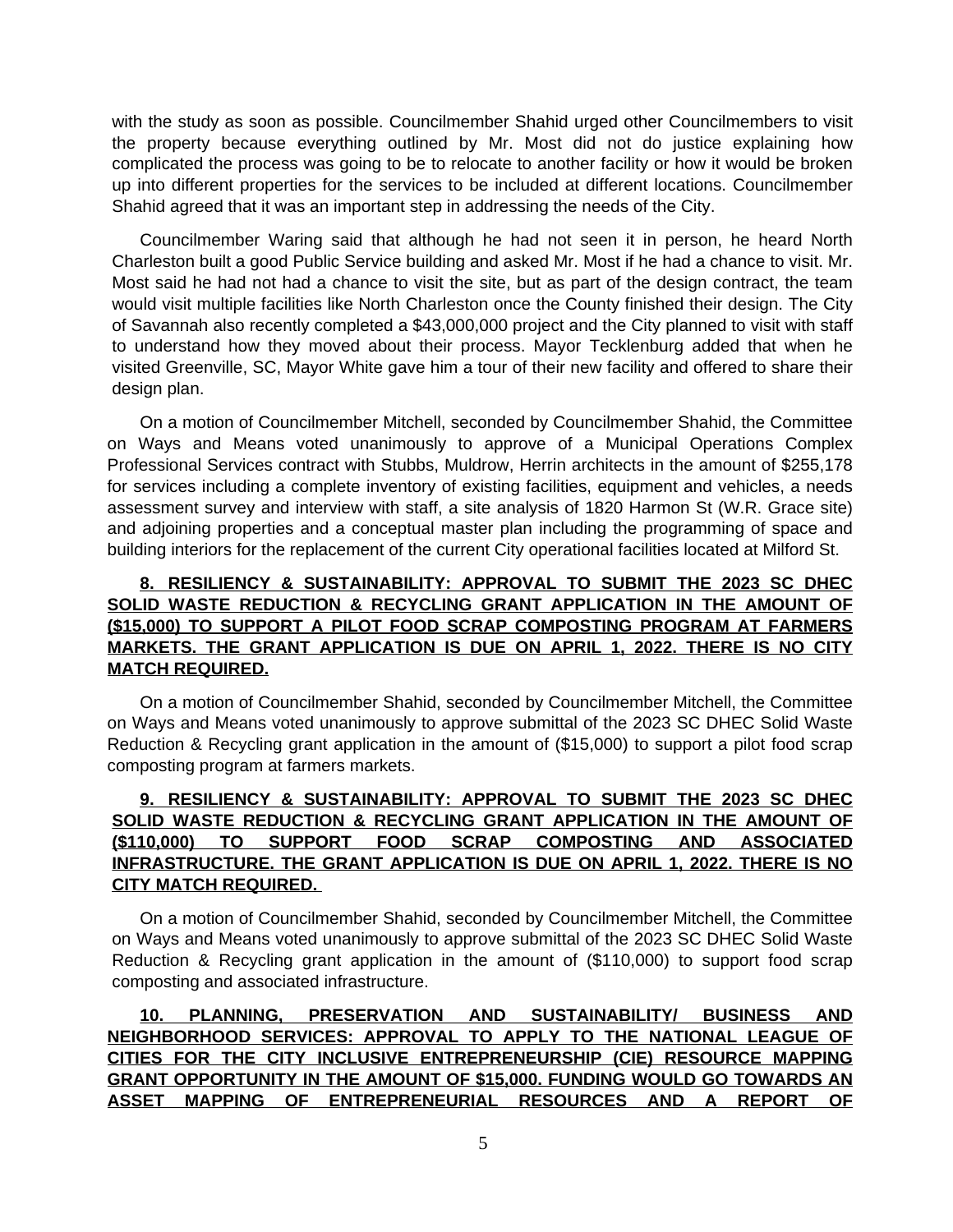with the study as soon as possible. Councilmember Shahid urged other Councilmembers to visit the property because everything outlined by Mr. Most did not do justice explaining how complicated the process was going to be to relocate to another facility or how it would be broken up into different properties for the services to be included at different locations. Councilmember Shahid agreed that it was an important step in addressing the needs of the City.

Councilmember Waring said that although he had not seen it in person, he heard North Charleston built a good Public Service building and asked Mr. Most if he had a chance to visit. Mr. Most said he had not had a chance to visit the site, but as part of the design contract, the team would visit multiple facilities like North Charleston once the County finished their design. The City of Savannah also recently completed a $43,000,000 project and the City planned to visit with staff to understand how they moved about their process. Mayor Tecklenburg added that when he visited Greenville, SC, Mayor White gave him a tour of their new facility and offered to share their design plan.

On a motion of Councilmember Mitchell, seconded by Councilmember Shahid, the Committee on Ways and Means voted unanimously to approve of a Municipal Operations Complex Professional Services contract with Stubbs, Muldrow, Herrin architects in the amount of $255,178 for services including a complete inventory of existing facilities, equipment and vehicles, a needs assessment survey and interview with staff, a site analysis of 1820 Harmon St (W.R. Grace site) and adjoining properties and a conceptual master plan including the programming of space and building interiors for the replacement of the current City operational facilities located at Milford St.

**8. RESILIENCY & SUSTAINABILITY: APPROVAL TO SUBMIT THE 2023 SC DHEC SOLID WASTE REDUCTION & RECYCLING GRANT APPLICATION IN THE AMOUNT OF ($15,000) TO SUPPORT A PILOT FOOD SCRAP COMPOSTING PROGRAM AT FARMERS MARKETS. THE GRANT APPLICATION IS DUE ON APRIL 1, 2022. THERE IS NO CITY MATCH REQUIRED.**

On a motion of Councilmember Shahid, seconded by Councilmember Mitchell, the Committee on Ways and Means voted unanimously to approve submittal of the 2023 SC DHEC Solid Waste Reduction & Recycling grant application in the amount of ($15,000) to support a pilot food scrap composting program at farmers markets.

**9. RESILIENCY & SUSTAINABILITY: APPROVAL TO SUBMIT THE 2023 SC DHEC SOLID WASTE REDUCTION & RECYCLING GRANT APPLICATION IN THE AMOUNT OF ($110,000) TO SUPPORT FOOD SCRAP COMPOSTING AND ASSOCIATED INFRASTRUCTURE. THE GRANT APPLICATION IS DUE ON APRIL 1, 2022. THERE IS NO CITY MATCH REQUIRED.**

On a motion of Councilmember Shahid, seconded by Councilmember Mitchell, the Committee on Ways and Means voted unanimously to approve submittal of the 2023 SC DHEC Solid Waste Reduction & Recycling grant application in the amount of ($110,000) to support food scrap composting and associated infrastructure.

**10. PLANNING, PRESERVATION AND SUSTAINABILITY/ BUSINESS AND NEIGHBORHOOD SERVICES: APPROVAL TO APPLY TO THE NATIONAL LEAGUE OF CITIES FOR THE CITY INCLUSIVE ENTREPRENEURSHIP (CIE) RESOURCE MAPPING GRANT OPPORTUNITY IN THE AMOUNT OF $15,000. FUNDING WOULD GO TOWARDS AN ASSET MAPPING OF ENTREPRENEURIAL RESOURCES AND A REPORT OF**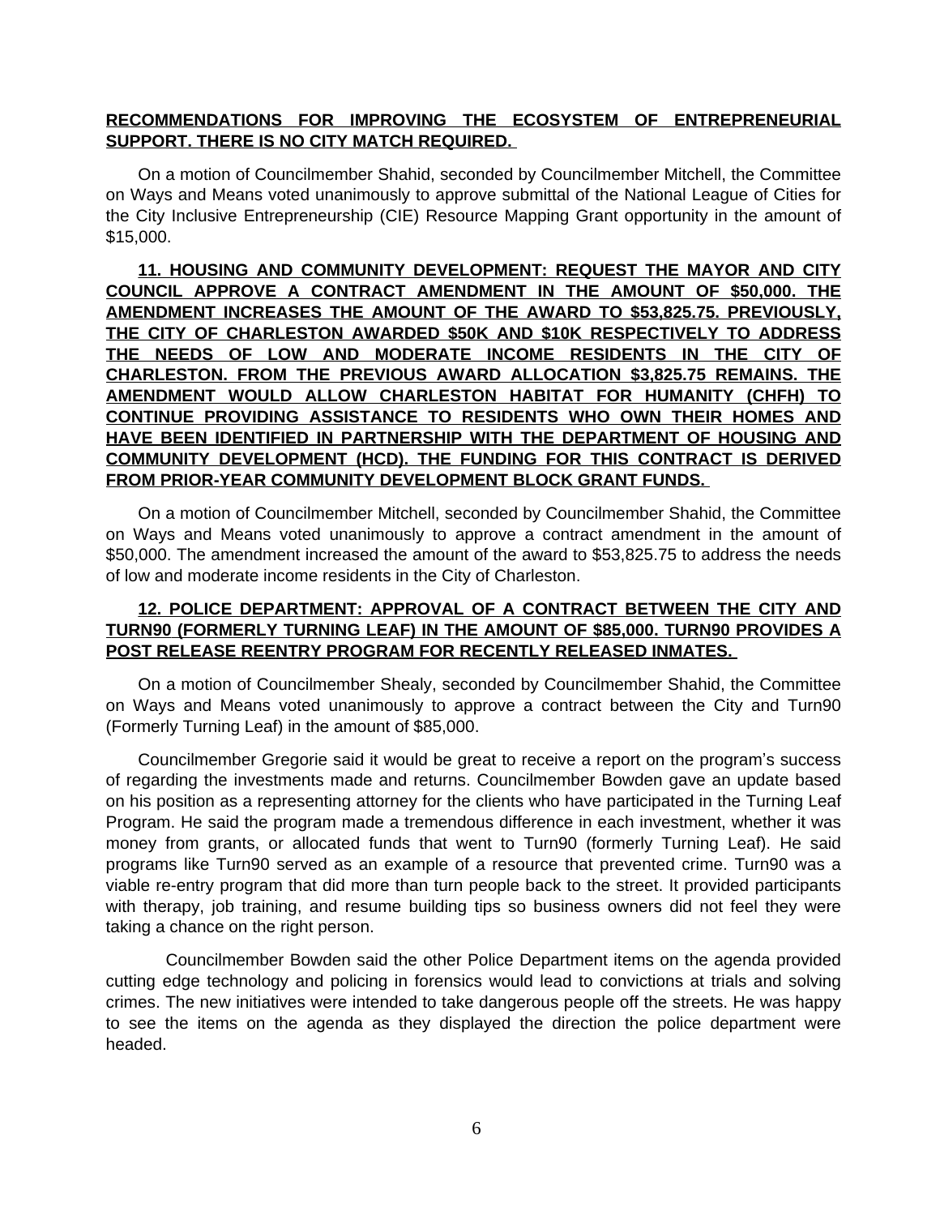**RECOMMENDATIONS FOR IMPROVING THE ECOSYSTEM OF ENTREPRENEURIAL SUPPORT. THERE IS NO CITY MATCH REQUIRED.**

On a motion of Councilmember Shahid, seconded by Councilmember Mitchell, the Committee on Ways and Means voted unanimously to approve submittal of the National League of Cities for the City Inclusive Entrepreneurship (CIE) Resource Mapping Grant opportunity in the amount of $15,000.

**11. HOUSING AND COMMUNITY DEVELOPMENT: REQUEST THE MAYOR AND CITY COUNCIL APPROVE A CONTRACT AMENDMENT IN THE AMOUNT OF $50,000. THE AMENDMENT INCREASES THE AMOUNT OF THE AWARD TO $53,825.75. PREVIOUSLY, THE CITY OF CHARLESTON AWARDED $50K AND $10K RESPECTIVELY TO ADDRESS THE NEEDS OF LOW AND MODERATE INCOME RESIDENTS IN THE CITY OF CHARLESTON. FROM THE PREVIOUS AWARD ALLOCATION $3,825.75 REMAINS. THE AMENDMENT WOULD ALLOW CHARLESTON HABITAT FOR HUMANITY (CHFH) TO CONTINUE PROVIDING ASSISTANCE TO RESIDENTS WHO OWN THEIR HOMES AND HAVE BEEN IDENTIFIED IN PARTNERSHIP WITH THE DEPARTMENT OF HOUSING AND COMMUNITY DEVELOPMENT (HCD). THE FUNDING FOR THIS CONTRACT IS DERIVED FROM PRIOR-YEAR COMMUNITY DEVELOPMENT BLOCK GRANT FUNDS.**

On a motion of Councilmember Mitchell, seconded by Councilmember Shahid, the Committee on Ways and Means voted unanimously to approve a contract amendment in the amount of $50,000. The amendment increased the amount of the award to $53,825.75 to address the needs of low and moderate income residents in the City of Charleston.

**12. POLICE DEPARTMENT: APPROVAL OF A CONTRACT BETWEEN THE CITY AND TURN90 (FORMERLY TURNING LEAF) IN THE AMOUNT OF $85,000. TURN90 PROVIDES A POST RELEASE REENTRY PROGRAM FOR RECENTLY RELEASED INMATES.**

On a motion of Councilmember Shealy, seconded by Councilmember Shahid, the Committee on Ways and Means voted unanimously to approve a contract between the City and Turn90 (Formerly Turning Leaf) in the amount of $85,000.

Councilmember Gregorie said it would be great to receive a report on the program's success of regarding the investments made and returns. Councilmember Bowden gave an update based on his position as a representing attorney for the clients who have participated in the Turning Leaf Program. He said the program made a tremendous difference in each investment, whether it was money from grants, or allocated funds that went to Turn90 (formerly Turning Leaf). He said programs like Turn90 served as an example of a resource that prevented crime. Turn90 was a viable re-entry program that did more than turn people back to the street. It provided participants with therapy, job training, and resume building tips so business owners did not feel they were taking a chance on the right person.

Councilmember Bowden said the other Police Department items on the agenda provided cutting edge technology and policing in forensics would lead to convictions at trials and solving crimes. The new initiatives were intended to take dangerous people off the streets. He was happy to see the items on the agenda as they displayed the direction the police department were headed.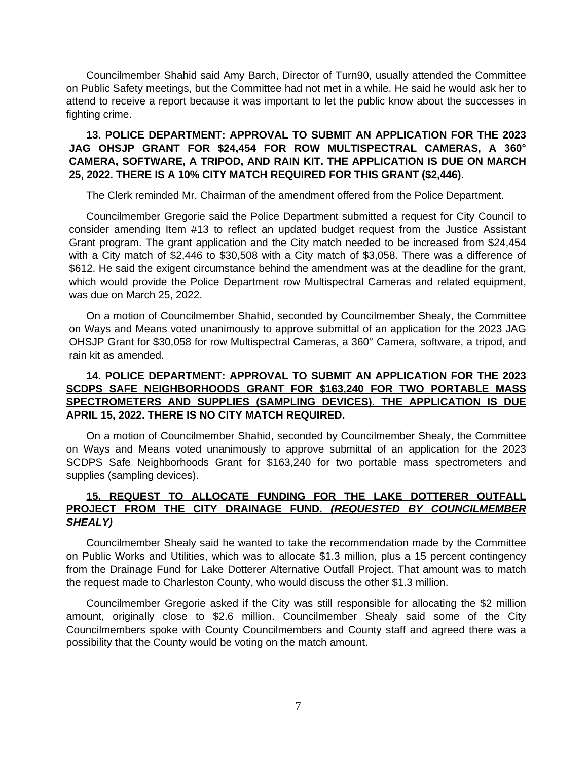Councilmember Shahid said Amy Barch, Director of Turn90, usually attended the Committee on Public Safety meetings, but the Committee had not met in a while. He said he would ask her to attend to receive a report because it was important to let the public know about the successes in fighting crime.

**13. POLICE DEPARTMENT: APPROVAL TO SUBMIT AN APPLICATION FOR THE 2023 JAG OHSJP GRANT FOR $24,454 FOR ROW MULTISPECTRAL CAMERAS, A 360° CAMERA, SOFTWARE, A TRIPOD, AND RAIN KIT. THE APPLICATION IS DUE ON MARCH 25, 2022. THERE IS A 10% CITY MATCH REQUIRED FOR THIS GRANT ($2,446).**

The Clerk reminded Mr. Chairman of the amendment offered from the Police Department.

Councilmember Gregorie said the Police Department submitted a request for City Council to consider amending Item #13 to reflect an updated budget request from the Justice Assistant Grant program. The grant application and the City match needed to be increased from $24,454 with a City match of $2,446 to $30,508 with a City match of $3,058. There was a difference of $612. He said the exigent circumstance behind the amendment was at the deadline for the grant, which would provide the Police Department row Multispectral Cameras and related equipment, was due on March 25, 2022.

On a motion of Councilmember Shahid, seconded by Councilmember Shealy, the Committee on Ways and Means voted unanimously to approve submittal of an application for the 2023 JAG OHSJP Grant for $30,058 for row Multispectral Cameras, a 360° Camera, software, a tripod, and rain kit as amended.

**14. POLICE DEPARTMENT: APPROVAL TO SUBMIT AN APPLICATION FOR THE 2023 SCDPS SAFE NEIGHBORHOODS GRANT FOR $163,240 FOR TWO PORTABLE MASS SPECTROMETERS AND SUPPLIES (SAMPLING DEVICES). THE APPLICATION IS DUE APRIL 15, 2022. THERE IS NO CITY MATCH REQUIRED.**

On a motion of Councilmember Shahid, seconded by Councilmember Shealy, the Committee on Ways and Means voted unanimously to approve submittal of an application for the 2023 SCDPS Safe Neighborhoods Grant for $163,240 for two portable mass spectrometers and supplies (sampling devices).

**15. REQUEST TO ALLOCATE FUNDING FOR THE LAKE DOTTERER OUTFALL PROJECT FROM THE CITY DRAINAGE FUND. *(REQUESTED BY COUNCILMEMBER SHEALY)***

Councilmember Shealy said he wanted to take the recommendation made by the Committee on Public Works and Utilities, which was to allocate $1.3 million, plus a 15 percent contingency from the Drainage Fund for Lake Dotterer Alternative Outfall Project. That amount was to match the request made to Charleston County, who would discuss the other $1.3 million.

Councilmember Gregorie asked if the City was still responsible for allocating the $2 million amount, originally close to $2.6 million. Councilmember Shealy said some of the City Councilmembers spoke with County Councilmembers and County staff and agreed there was a possibility that the County would be voting on the match amount.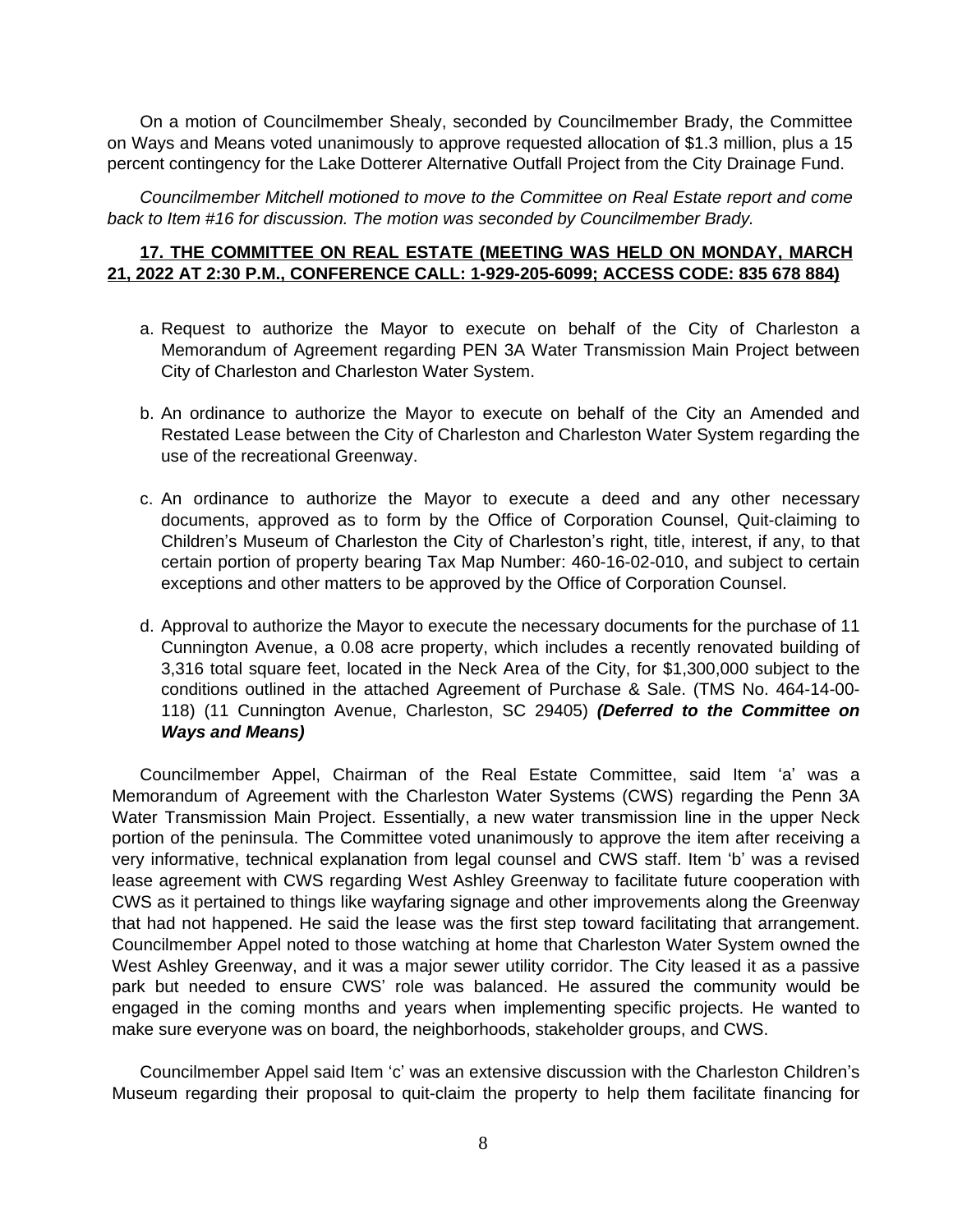On a motion of Councilmember Shealy, seconded by Councilmember Brady, the Committee on Ways and Means voted unanimously to approve requested allocation of $1.3 million, plus a 15 percent contingency for the Lake Dotterer Alternative Outfall Project from the City Drainage Fund.

*Councilmember Mitchell motioned to move to the Committee on Real Estate report and come back to Item #16 for discussion. The motion was seconded by Councilmember Brady.*

**17. THE COMMITTEE ON REAL ESTATE (MEETING WAS HELD ON MONDAY, MARCH 21, 2022 AT 2:30 P.M., CONFERENCE CALL: 1-929-205-6099; ACCESS CODE: 835 678 884)**

a. Request to authorize the Mayor to execute on behalf of the City of Charleston a Memorandum of Agreement regarding PEN 3A Water Transmission Main Project between City of Charleston and Charleston Water System.

b. An ordinance to authorize the Mayor to execute on behalf of the City an Amended and Restated Lease between the City of Charleston and Charleston Water System regarding the use of the recreational Greenway.

c. An ordinance to authorize the Mayor to execute a deed and any other necessary documents, approved as to form by the Office of Corporation Counsel, Quit-claiming to Children's Museum of Charleston the City of Charleston's right, title, interest, if any, to that certain portion of property bearing Tax Map Number: 460-16-02-010, and subject to certain exceptions and other matters to be approved by the Office of Corporation Counsel.

d. Approval to authorize the Mayor to execute the necessary documents for the purchase of 11 Cunnington Avenue, a 0.08 acre property, which includes a recently renovated building of 3,316 total square feet, located in the Neck Area of the City, for $1,300,000 subject to the conditions outlined in the attached Agreement of Purchase & Sale. (TMS No. 464-14-00-118) (11 Cunnington Avenue, Charleston, SC 29405) ***(Deferred to the Committee on Ways and Means)***

Councilmember Appel, Chairman of the Real Estate Committee, said Item 'a' was a Memorandum of Agreement with the Charleston Water Systems (CWS) regarding the Penn 3A Water Transmission Main Project. Essentially, a new water transmission line in the upper Neck portion of the peninsula. The Committee voted unanimously to approve the item after receiving a very informative, technical explanation from legal counsel and CWS staff. Item 'b' was a revised lease agreement with CWS regarding West Ashley Greenway to facilitate future cooperation with CWS as it pertained to things like wayfaring signage and other improvements along the Greenway that had not happened. He said the lease was the first step toward facilitating that arrangement. Councilmember Appel noted to those watching at home that Charleston Water System owned the West Ashley Greenway, and it was a major sewer utility corridor. The City leased it as a passive park but needed to ensure CWS' role was balanced. He assured the community would be engaged in the coming months and years when implementing specific projects. He wanted to make sure everyone was on board, the neighborhoods, stakeholder groups, and CWS.

Councilmember Appel said Item 'c' was an extensive discussion with the Charleston Children's Museum regarding their proposal to quit-claim the property to help them facilitate financing for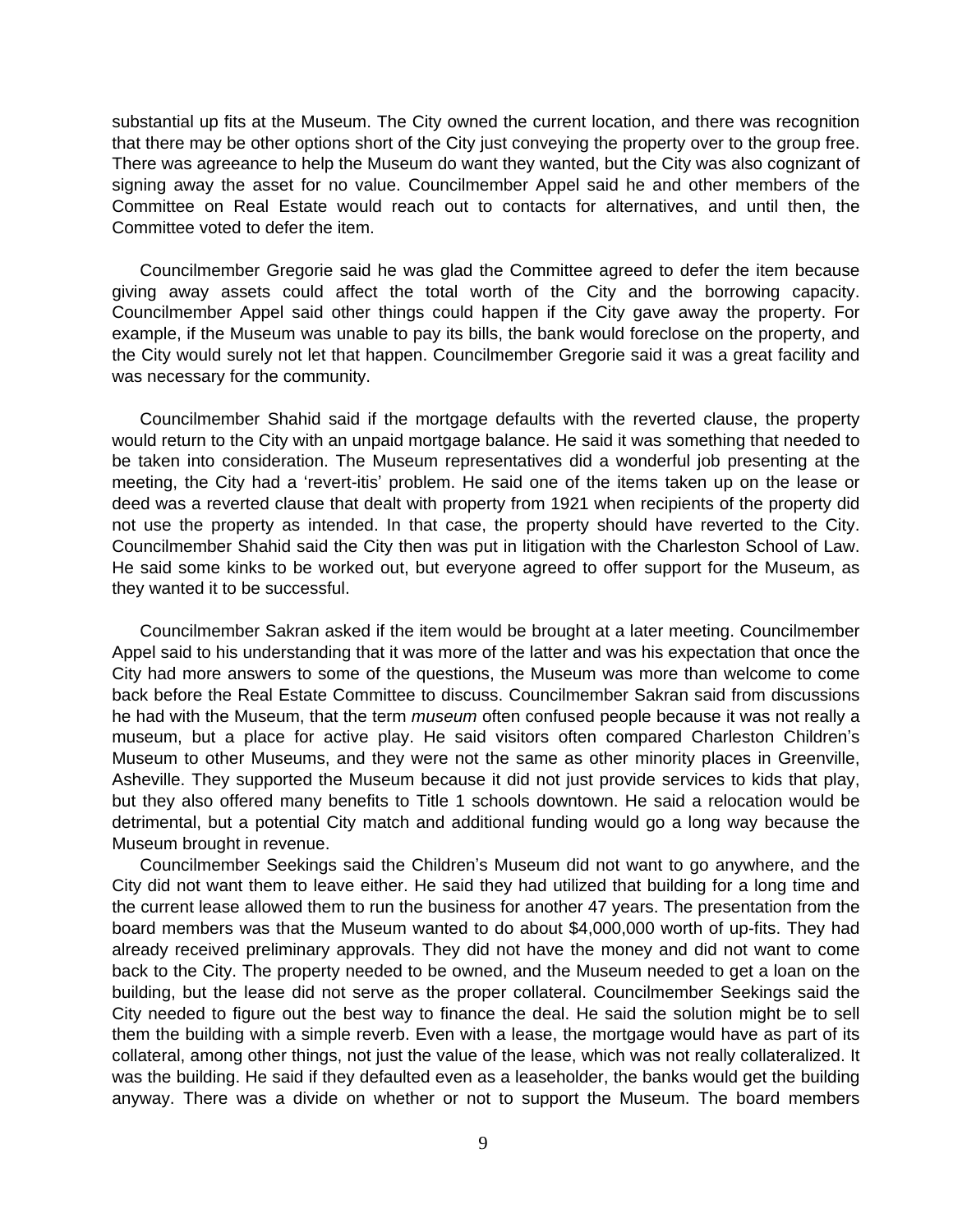substantial up fits at the Museum. The City owned the current location, and there was recognition that there may be other options short of the City just conveying the property over to the group free. There was agreeance to help the Museum do want they wanted, but the City was also cognizant of signing away the asset for no value. Councilmember Appel said he and other members of the Committee on Real Estate would reach out to contacts for alternatives, and until then, the Committee voted to defer the item.

Councilmember Gregorie said he was glad the Committee agreed to defer the item because giving away assets could affect the total worth of the City and the borrowing capacity. Councilmember Appel said other things could happen if the City gave away the property. For example, if the Museum was unable to pay its bills, the bank would foreclose on the property, and the City would surely not let that happen. Councilmember Gregorie said it was a great facility and was necessary for the community.

Councilmember Shahid said if the mortgage defaults with the reverted clause, the property would return to the City with an unpaid mortgage balance. He said it was something that needed to be taken into consideration. The Museum representatives did a wonderful job presenting at the meeting, the City had a 'revert-itis' problem. He said one of the items taken up on the lease or deed was a reverted clause that dealt with property from 1921 when recipients of the property did not use the property as intended. In that case, the property should have reverted to the City. Councilmember Shahid said the City then was put in litigation with the Charleston School of Law. He said some kinks to be worked out, but everyone agreed to offer support for the Museum, as they wanted it to be successful.

Councilmember Sakran asked if the item would be brought at a later meeting. Councilmember Appel said to his understanding that it was more of the latter and was his expectation that once the City had more answers to some of the questions, the Museum was more than welcome to come back before the Real Estate Committee to discuss. Councilmember Sakran said from discussions he had with the Museum, that the term *museum* often confused people because it was not really a museum, but a place for active play. He said visitors often compared Charleston Children's Museum to other Museums, and they were not the same as other minority places in Greenville, Asheville. They supported the Museum because it did not just provide services to kids that play, but they also offered many benefits to Title 1 schools downtown. He said a relocation would be detrimental, but a potential City match and additional funding would go a long way because the Museum brought in revenue.

Councilmember Seekings said the Children's Museum did not want to go anywhere, and the City did not want them to leave either. He said they had utilized that building for a long time and the current lease allowed them to run the business for another 47 years. The presentation from the board members was that the Museum wanted to do about $4,000,000 worth of up-fits. They had already received preliminary approvals. They did not have the money and did not want to come back to the City. The property needed to be owned, and the Museum needed to get a loan on the building, but the lease did not serve as the proper collateral. Councilmember Seekings said the City needed to figure out the best way to finance the deal. He said the solution might be to sell them the building with a simple reverb. Even with a lease, the mortgage would have as part of its collateral, among other things, not just the value of the lease, which was not really collateralized. It was the building. He said if they defaulted even as a leaseholder, the banks would get the building anyway. There was a divide on whether or not to support the Museum. The board members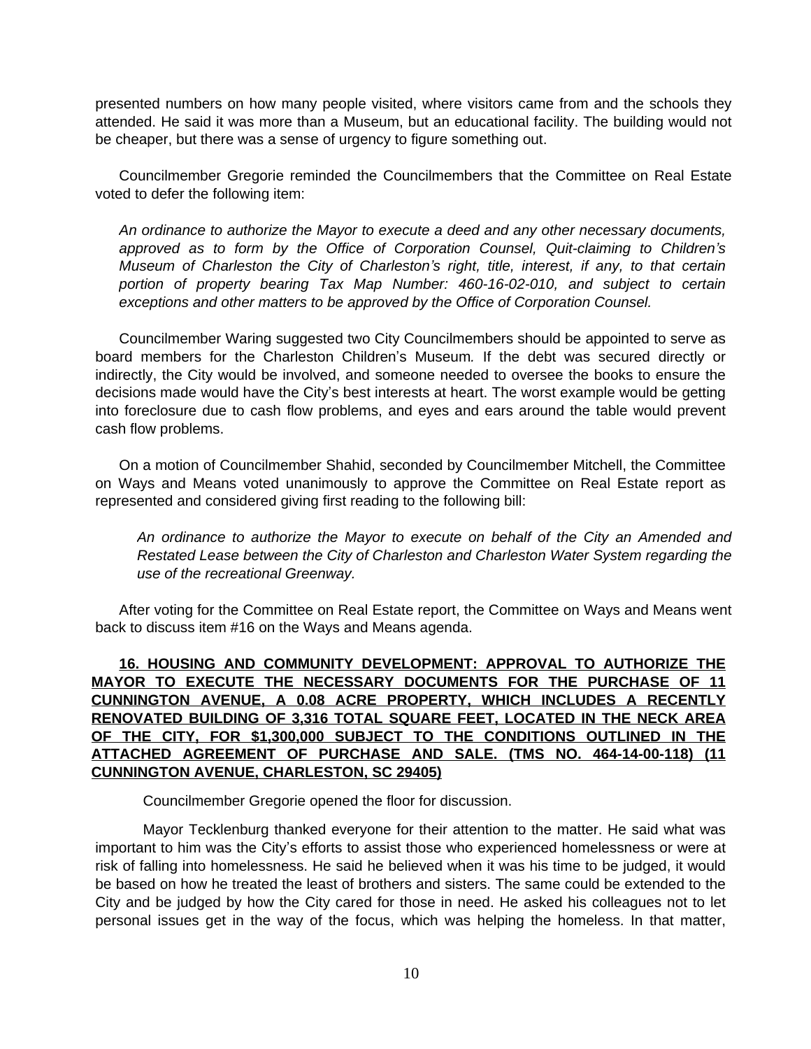presented numbers on how many people visited, where visitors came from and the schools they attended. He said it was more than a Museum, but an educational facility. The building would not be cheaper, but there was a sense of urgency to figure something out.

Councilmember Gregorie reminded the Councilmembers that the Committee on Real Estate voted to defer the following item:

*An ordinance to authorize the Mayor to execute a deed and any other necessary documents, approved as to form by the Office of Corporation Counsel, Quit-claiming to Children's Museum of Charleston the City of Charleston's right, title, interest, if any, to that certain portion of property bearing Tax Map Number: 460-16-02-010, and subject to certain exceptions and other matters to be approved by the Office of Corporation Counsel.*

Councilmember Waring suggested two City Councilmembers should be appointed to serve as board members for the Charleston Children's Museum. If the debt was secured directly or indirectly, the City would be involved, and someone needed to oversee the books to ensure the decisions made would have the City's best interests at heart. The worst example would be getting into foreclosure due to cash flow problems, and eyes and ears around the table would prevent cash flow problems.

On a motion of Councilmember Shahid, seconded by Councilmember Mitchell, the Committee on Ways and Means voted unanimously to approve the Committee on Real Estate report as represented and considered giving first reading to the following bill:

*An ordinance to authorize the Mayor to execute on behalf of the City an Amended and Restated Lease between the City of Charleston and Charleston Water System regarding the use of the recreational Greenway.*

After voting for the Committee on Real Estate report, the Committee on Ways and Means went back to discuss item #16 on the Ways and Means agenda.

**16. HOUSING AND COMMUNITY DEVELOPMENT: APPROVAL TO AUTHORIZE THE MAYOR TO EXECUTE THE NECESSARY DOCUMENTS FOR THE PURCHASE OF 11 CUNNINGTON AVENUE, A 0.08 ACRE PROPERTY, WHICH INCLUDES A RECENTLY RENOVATED BUILDING OF 3,316 TOTAL SQUARE FEET, LOCATED IN THE NECK AREA OF THE CITY, FOR $1,300,000 SUBJECT TO THE CONDITIONS OUTLINED IN THE ATTACHED AGREEMENT OF PURCHASE AND SALE. (TMS NO. 464-14-00-118) (11 CUNNINGTON AVENUE, CHARLESTON, SC 29405)**

Councilmember Gregorie opened the floor for discussion.

Mayor Tecklenburg thanked everyone for their attention to the matter. He said what was important to him was the City's efforts to assist those who experienced homelessness or were at risk of falling into homelessness. He said he believed when it was his time to be judged, it would be based on how he treated the least of brothers and sisters. The same could be extended to the City and be judged by how the City cared for those in need. He asked his colleagues not to let personal issues get in the way of the focus, which was helping the homeless. In that matter,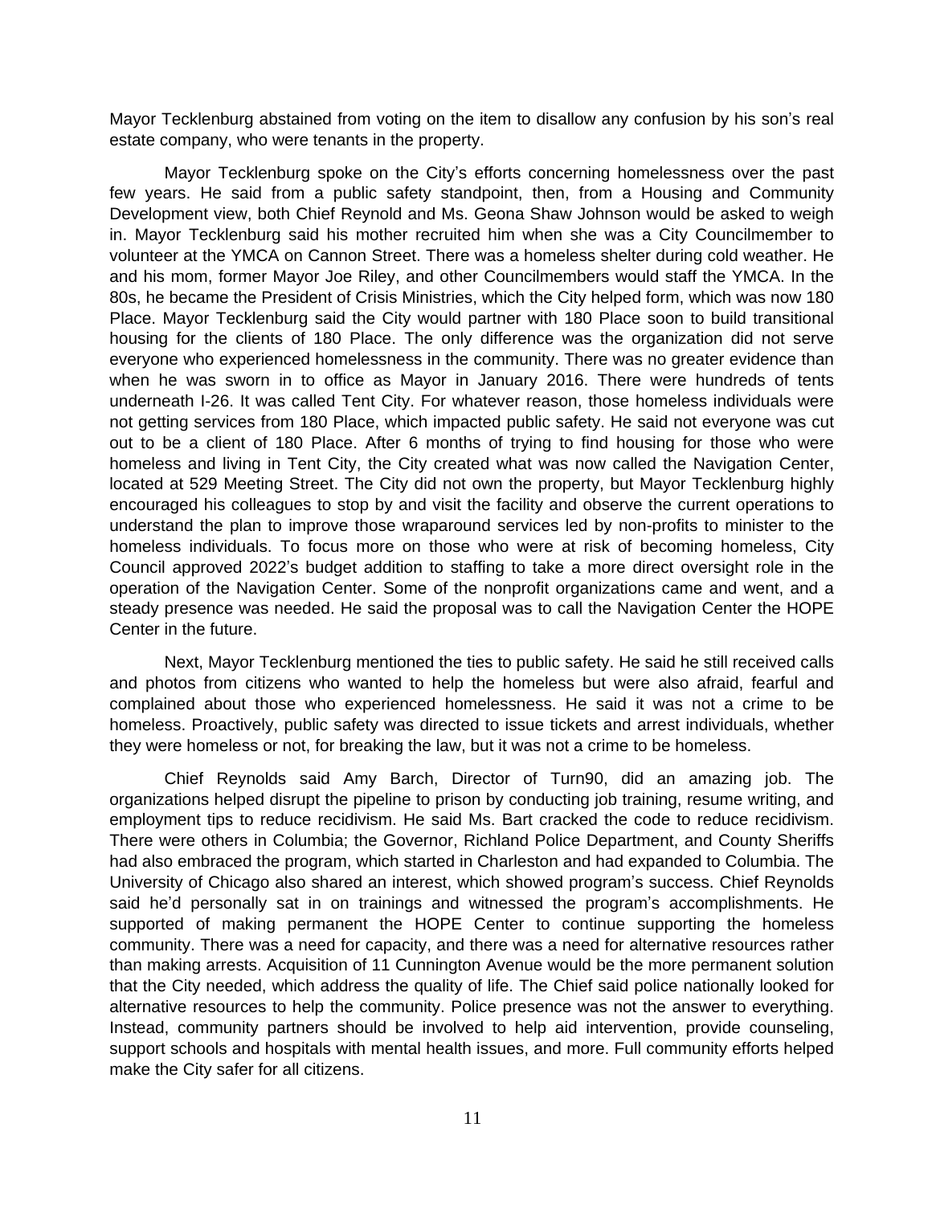Mayor Tecklenburg abstained from voting on the item to disallow any confusion by his son's real estate company, who were tenants in the property.

Mayor Tecklenburg spoke on the City's efforts concerning homelessness over the past few years. He said from a public safety standpoint, then, from a Housing and Community Development view, both Chief Reynold and Ms. Geona Shaw Johnson would be asked to weigh in. Mayor Tecklenburg said his mother recruited him when she was a City Councilmember to volunteer at the YMCA on Cannon Street. There was a homeless shelter during cold weather. He and his mom, former Mayor Joe Riley, and other Councilmembers would staff the YMCA. In the 80s, he became the President of Crisis Ministries, which the City helped form, which was now 180 Place. Mayor Tecklenburg said the City would partner with 180 Place soon to build transitional housing for the clients of 180 Place. The only difference was the organization did not serve everyone who experienced homelessness in the community. There was no greater evidence than when he was sworn in to office as Mayor in January 2016. There were hundreds of tents underneath I-26. It was called Tent City. For whatever reason, those homeless individuals were not getting services from 180 Place, which impacted public safety. He said not everyone was cut out to be a client of 180 Place. After 6 months of trying to find housing for those who were homeless and living in Tent City, the City created what was now called the Navigation Center, located at 529 Meeting Street. The City did not own the property, but Mayor Tecklenburg highly encouraged his colleagues to stop by and visit the facility and observe the current operations to understand the plan to improve those wraparound services led by non-profits to minister to the homeless individuals. To focus more on those who were at risk of becoming homeless, City Council approved 2022's budget addition to staffing to take a more direct oversight role in the operation of the Navigation Center. Some of the nonprofit organizations came and went, and a steady presence was needed. He said the proposal was to call the Navigation Center the HOPE Center in the future.

Next, Mayor Tecklenburg mentioned the ties to public safety. He said he still received calls and photos from citizens who wanted to help the homeless but were also afraid, fearful and complained about those who experienced homelessness. He said it was not a crime to be homeless. Proactively, public safety was directed to issue tickets and arrest individuals, whether they were homeless or not, for breaking the law, but it was not a crime to be homeless.

Chief Reynolds said Amy Barch, Director of Turn90, did an amazing job. The organizations helped disrupt the pipeline to prison by conducting job training, resume writing, and employment tips to reduce recidivism. He said Ms. Bart cracked the code to reduce recidivism. There were others in Columbia; the Governor, Richland Police Department, and County Sheriffs had also embraced the program, which started in Charleston and had expanded to Columbia. The University of Chicago also shared an interest, which showed program's success. Chief Reynolds said he'd personally sat in on trainings and witnessed the program's accomplishments. He supported of making permanent the HOPE Center to continue supporting the homeless community. There was a need for capacity, and there was a need for alternative resources rather than making arrests. Acquisition of 11 Cunnington Avenue would be the more permanent solution that the City needed, which address the quality of life. The Chief said police nationally looked for alternative resources to help the community. Police presence was not the answer to everything. Instead, community partners should be involved to help aid intervention, provide counseling, support schools and hospitals with mental health issues, and more. Full community efforts helped make the City safer for all citizens.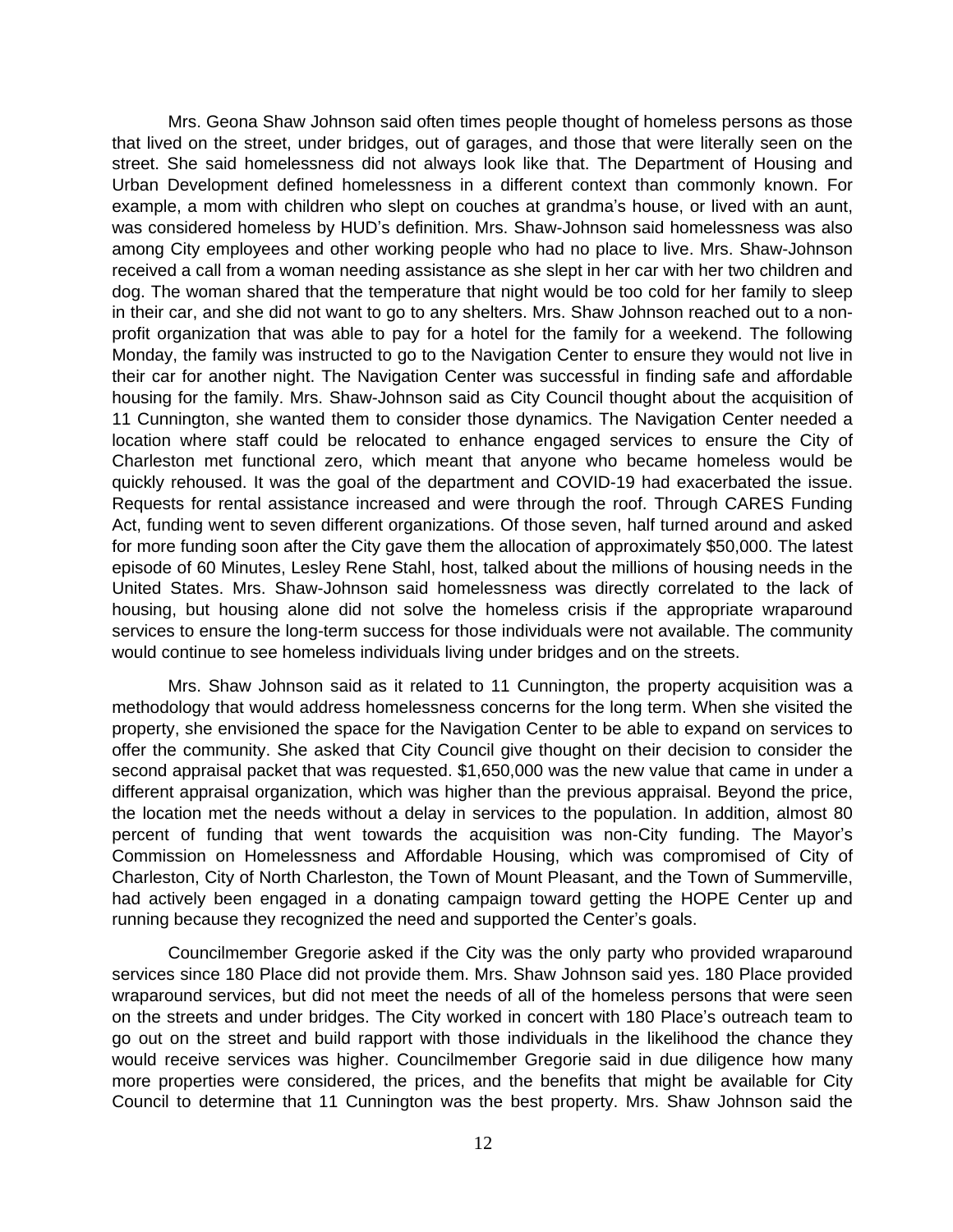Mrs. Geona Shaw Johnson said often times people thought of homeless persons as those that lived on the street, under bridges, out of garages, and those that were literally seen on the street. She said homelessness did not always look like that. The Department of Housing and Urban Development defined homelessness in a different context than commonly known. For example, a mom with children who slept on couches at grandma's house, or lived with an aunt, was considered homeless by HUD's definition. Mrs. Shaw-Johnson said homelessness was also among City employees and other working people who had no place to live. Mrs. Shaw-Johnson received a call from a woman needing assistance as she slept in her car with her two children and dog. The woman shared that the temperature that night would be too cold for her family to sleep in their car, and she did not want to go to any shelters. Mrs. Shaw Johnson reached out to a non-profit organization that was able to pay for a hotel for the family for a weekend. The following Monday, the family was instructed to go to the Navigation Center to ensure they would not live in their car for another night. The Navigation Center was successful in finding safe and affordable housing for the family. Mrs. Shaw-Johnson said as City Council thought about the acquisition of 11 Cunnington, she wanted them to consider those dynamics. The Navigation Center needed a location where staff could be relocated to enhance engaged services to ensure the City of Charleston met functional zero, which meant that anyone who became homeless would be quickly rehoused. It was the goal of the department and COVID-19 had exacerbated the issue. Requests for rental assistance increased and were through the roof. Through CARES Funding Act, funding went to seven different organizations. Of those seven, half turned around and asked for more funding soon after the City gave them the allocation of approximately $50,000. The latest episode of 60 Minutes, Lesley Rene Stahl, host, talked about the millions of housing needs in the United States. Mrs. Shaw-Johnson said homelessness was directly correlated to the lack of housing, but housing alone did not solve the homeless crisis if the appropriate wraparound services to ensure the long-term success for those individuals were not available. The community would continue to see homeless individuals living under bridges and on the streets.

Mrs. Shaw Johnson said as it related to 11 Cunnington, the property acquisition was a methodology that would address homelessness concerns for the long term. When she visited the property, she envisioned the space for the Navigation Center to be able to expand on services to offer the community. She asked that City Council give thought on their decision to consider the second appraisal packet that was requested. $1,650,000 was the new value that came in under a different appraisal organization, which was higher than the previous appraisal. Beyond the price, the location met the needs without a delay in services to the population. In addition, almost 80 percent of funding that went towards the acquisition was non-City funding. The Mayor's Commission on Homelessness and Affordable Housing, which was compromised of City of Charleston, City of North Charleston, the Town of Mount Pleasant, and the Town of Summerville, had actively been engaged in a donating campaign toward getting the HOPE Center up and running because they recognized the need and supported the Center's goals.

Councilmember Gregorie asked if the City was the only party who provided wraparound services since 180 Place did not provide them. Mrs. Shaw Johnson said yes. 180 Place provided wraparound services, but did not meet the needs of all of the homeless persons that were seen on the streets and under bridges. The City worked in concert with 180 Place's outreach team to go out on the street and build rapport with those individuals in the likelihood the chance they would receive services was higher. Councilmember Gregorie said in due diligence how many more properties were considered, the prices, and the benefits that might be available for City Council to determine that 11 Cunnington was the best property. Mrs. Shaw Johnson said the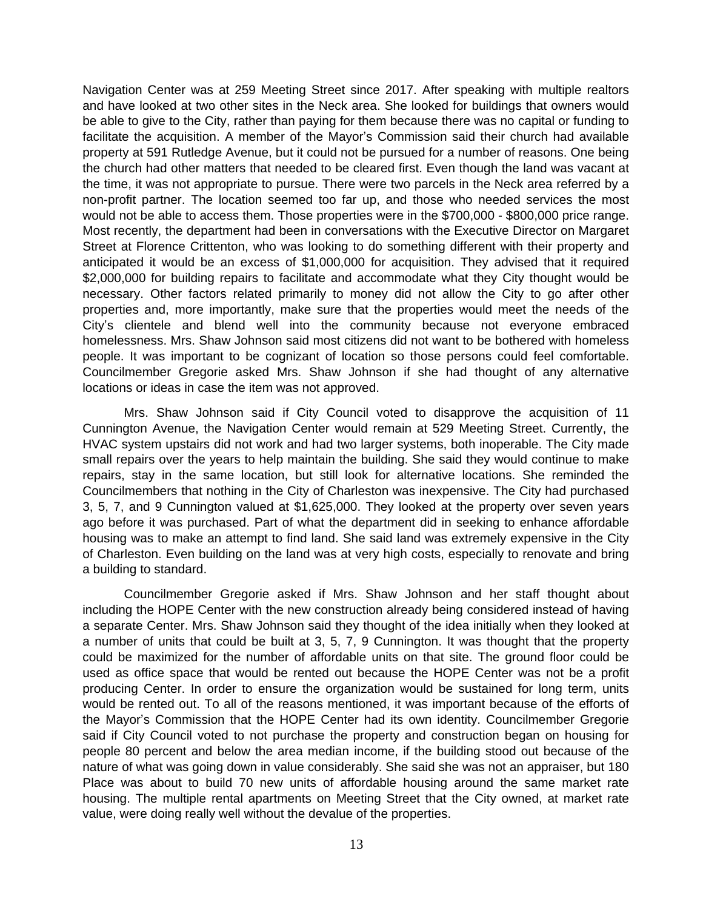Navigation Center was at 259 Meeting Street since 2017. After speaking with multiple realtors and have looked at two other sites in the Neck area. She looked for buildings that owners would be able to give to the City, rather than paying for them because there was no capital or funding to facilitate the acquisition. A member of the Mayor's Commission said their church had available property at 591 Rutledge Avenue, but it could not be pursued for a number of reasons. One being the church had other matters that needed to be cleared first. Even though the land was vacant at the time, it was not appropriate to pursue. There were two parcels in the Neck area referred by a non-profit partner. The location seemed too far up, and those who needed services the most would not be able to access them. Those properties were in the $700,000 - $800,000 price range. Most recently, the department had been in conversations with the Executive Director on Margaret Street at Florence Crittenton, who was looking to do something different with their property and anticipated it would be an excess of $1,000,000 for acquisition. They advised that it required $2,000,000 for building repairs to facilitate and accommodate what they City thought would be necessary. Other factors related primarily to money did not allow the City to go after other properties and, more importantly, make sure that the properties would meet the needs of the City's clientele and blend well into the community because not everyone embraced homelessness. Mrs. Shaw Johnson said most citizens did not want to be bothered with homeless people. It was important to be cognizant of location so those persons could feel comfortable. Councilmember Gregorie asked Mrs. Shaw Johnson if she had thought of any alternative locations or ideas in case the item was not approved.

Mrs. Shaw Johnson said if City Council voted to disapprove the acquisition of 11 Cunnington Avenue, the Navigation Center would remain at 529 Meeting Street. Currently, the HVAC system upstairs did not work and had two larger systems, both inoperable. The City made small repairs over the years to help maintain the building. She said they would continue to make repairs, stay in the same location, but still look for alternative locations. She reminded the Councilmembers that nothing in the City of Charleston was inexpensive. The City had purchased 3, 5, 7, and 9 Cunnington valued at $1,625,000. They looked at the property over seven years ago before it was purchased. Part of what the department did in seeking to enhance affordable housing was to make an attempt to find land. She said land was extremely expensive in the City of Charleston. Even building on the land was at very high costs, especially to renovate and bring a building to standard.

Councilmember Gregorie asked if Mrs. Shaw Johnson and her staff thought about including the HOPE Center with the new construction already being considered instead of having a separate Center. Mrs. Shaw Johnson said they thought of the idea initially when they looked at a number of units that could be built at 3, 5, 7, 9 Cunnington. It was thought that the property could be maximized for the number of affordable units on that site. The ground floor could be used as office space that would be rented out because the HOPE Center was not be a profit producing Center. In order to ensure the organization would be sustained for long term, units would be rented out. To all of the reasons mentioned, it was important because of the efforts of the Mayor's Commission that the HOPE Center had its own identity. Councilmember Gregorie said if City Council voted to not purchase the property and construction began on housing for people 80 percent and below the area median income, if the building stood out because of the nature of what was going down in value considerably. She said she was not an appraiser, but 180 Place was about to build 70 new units of affordable housing around the same market rate housing. The multiple rental apartments on Meeting Street that the City owned, at market rate value, were doing really well without the devalue of the properties.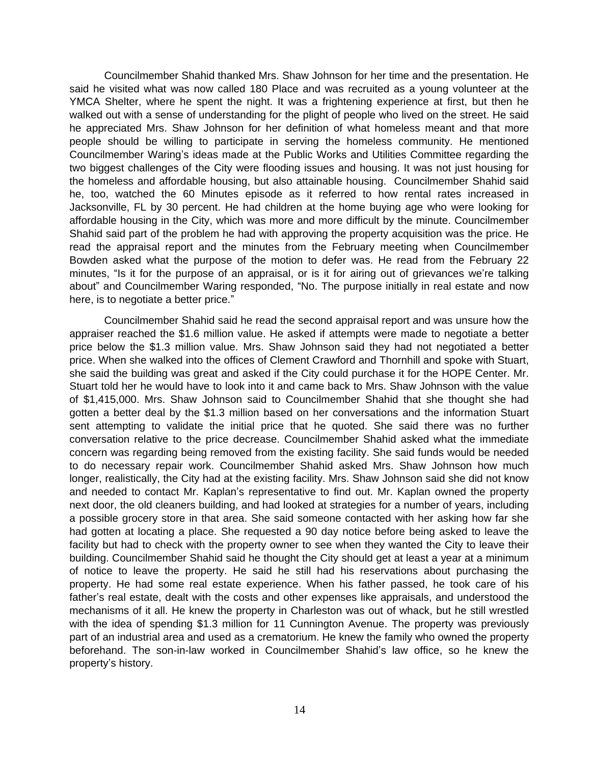Councilmember Shahid thanked Mrs. Shaw Johnson for her time and the presentation. He said he visited what was now called 180 Place and was recruited as a young volunteer at the YMCA Shelter, where he spent the night. It was a frightening experience at first, but then he walked out with a sense of understanding for the plight of people who lived on the street. He said he appreciated Mrs. Shaw Johnson for her definition of what homeless meant and that more people should be willing to participate in serving the homeless community. He mentioned Councilmember Waring's ideas made at the Public Works and Utilities Committee regarding the two biggest challenges of the City were flooding issues and housing. It was not just housing for the homeless and affordable housing, but also attainable housing. Councilmember Shahid said he, too, watched the 60 Minutes episode as it referred to how rental rates increased in Jacksonville, FL by 30 percent. He had children at the home buying age who were looking for affordable housing in the City, which was more and more difficult by the minute. Councilmember Shahid said part of the problem he had with approving the property acquisition was the price. He read the appraisal report and the minutes from the February meeting when Councilmember Bowden asked what the purpose of the motion to defer was. He read from the February 22 minutes, "Is it for the purpose of an appraisal, or is it for airing out of grievances we're talking about" and Councilmember Waring responded, "No. The purpose initially in real estate and now here, is to negotiate a better price."

Councilmember Shahid said he read the second appraisal report and was unsure how the appraiser reached the $1.6 million value. He asked if attempts were made to negotiate a better price below the $1.3 million value. Mrs. Shaw Johnson said they had not negotiated a better price. When she walked into the offices of Clement Crawford and Thornhill and spoke with Stuart, she said the building was great and asked if the City could purchase it for the HOPE Center. Mr. Stuart told her he would have to look into it and came back to Mrs. Shaw Johnson with the value of $1,415,000. Mrs. Shaw Johnson said to Councilmember Shahid that she thought she had gotten a better deal by the $1.3 million based on her conversations and the information Stuart sent attempting to validate the initial price that he quoted. She said there was no further conversation relative to the price decrease. Councilmember Shahid asked what the immediate concern was regarding being removed from the existing facility. She said funds would be needed to do necessary repair work. Councilmember Shahid asked Mrs. Shaw Johnson how much longer, realistically, the City had at the existing facility. Mrs. Shaw Johnson said she did not know and needed to contact Mr. Kaplan's representative to find out. Mr. Kaplan owned the property next door, the old cleaners building, and had looked at strategies for a number of years, including a possible grocery store in that area. She said someone contacted with her asking how far she had gotten at locating a place. She requested a 90 day notice before being asked to leave the facility but had to check with the property owner to see when they wanted the City to leave their building. Councilmember Shahid said he thought the City should get at least a year at a minimum of notice to leave the property. He said he still had his reservations about purchasing the property. He had some real estate experience. When his father passed, he took care of his father's real estate, dealt with the costs and other expenses like appraisals, and understood the mechanisms of it all. He knew the property in Charleston was out of whack, but he still wrestled with the idea of spending $1.3 million for 11 Cunnington Avenue. The property was previously part of an industrial area and used as a crematorium. He knew the family who owned the property beforehand. The son-in-law worked in Councilmember Shahid's law office, so he knew the property's history.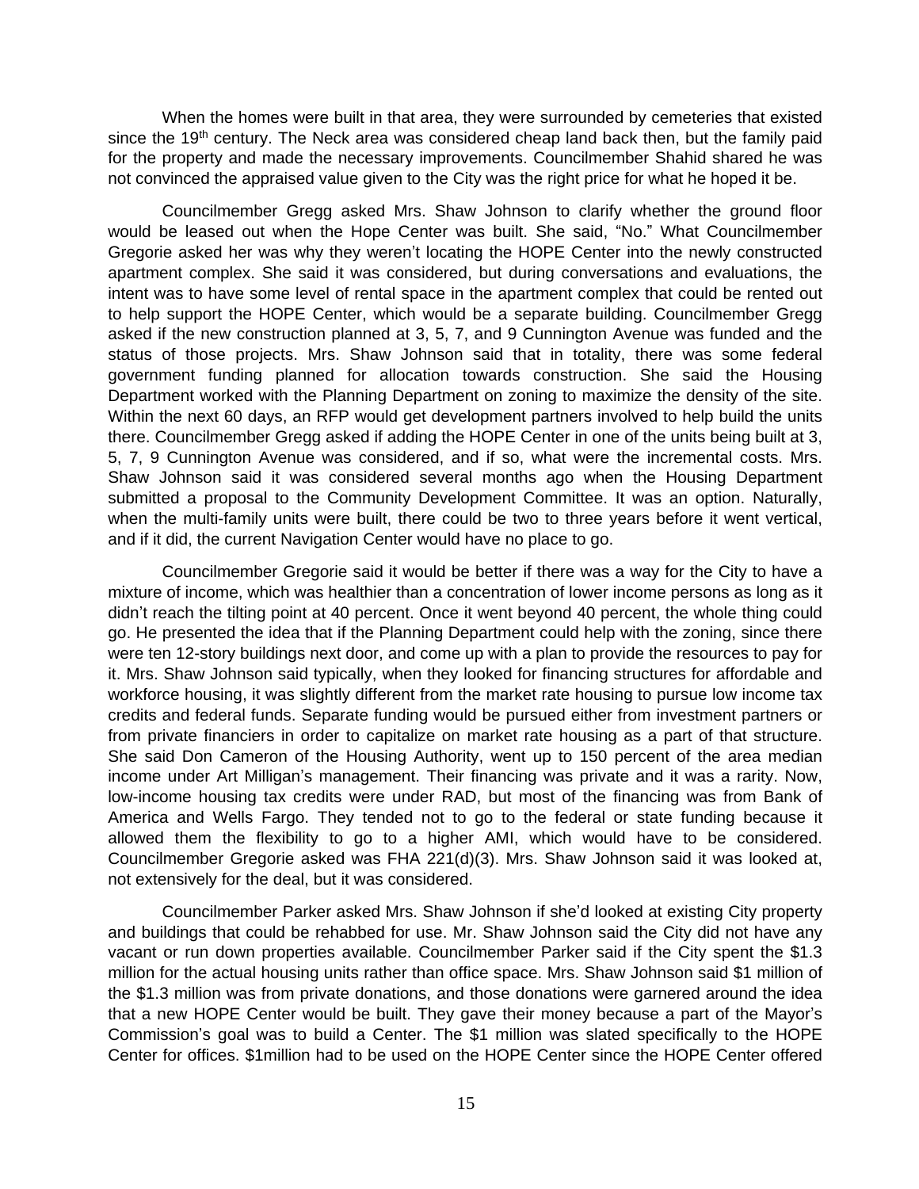When the homes were built in that area, they were surrounded by cemeteries that existed since the 19th century. The Neck area was considered cheap land back then, but the family paid for the property and made the necessary improvements. Councilmember Shahid shared he was not convinced the appraised value given to the City was the right price for what he hoped it be.

Councilmember Gregg asked Mrs. Shaw Johnson to clarify whether the ground floor would be leased out when the Hope Center was built. She said, "No." What Councilmember Gregorie asked her was why they weren't locating the HOPE Center into the newly constructed apartment complex. She said it was considered, but during conversations and evaluations, the intent was to have some level of rental space in the apartment complex that could be rented out to help support the HOPE Center, which would be a separate building. Councilmember Gregg asked if the new construction planned at 3, 5, 7, and 9 Cunnington Avenue was funded and the status of those projects. Mrs. Shaw Johnson said that in totality, there was some federal government funding planned for allocation towards construction. She said the Housing Department worked with the Planning Department on zoning to maximize the density of the site. Within the next 60 days, an RFP would get development partners involved to help build the units there. Councilmember Gregg asked if adding the HOPE Center in one of the units being built at 3, 5, 7, 9 Cunnington Avenue was considered, and if so, what were the incremental costs. Mrs. Shaw Johnson said it was considered several months ago when the Housing Department submitted a proposal to the Community Development Committee. It was an option. Naturally, when the multi-family units were built, there could be two to three years before it went vertical, and if it did, the current Navigation Center would have no place to go.

Councilmember Gregorie said it would be better if there was a way for the City to have a mixture of income, which was healthier than a concentration of lower income persons as long as it didn't reach the tilting point at 40 percent. Once it went beyond 40 percent, the whole thing could go. He presented the idea that if the Planning Department could help with the zoning, since there were ten 12-story buildings next door, and come up with a plan to provide the resources to pay for it. Mrs. Shaw Johnson said typically, when they looked for financing structures for affordable and workforce housing, it was slightly different from the market rate housing to pursue low income tax credits and federal funds. Separate funding would be pursued either from investment partners or from private financiers in order to capitalize on market rate housing as a part of that structure. She said Don Cameron of the Housing Authority, went up to 150 percent of the area median income under Art Milligan's management. Their financing was private and it was a rarity. Now, low-income housing tax credits were under RAD, but most of the financing was from Bank of America and Wells Fargo. They tended not to go to the federal or state funding because it allowed them the flexibility to go to a higher AMI, which would have to be considered. Councilmember Gregorie asked was FHA 221(d)(3). Mrs. Shaw Johnson said it was looked at, not extensively for the deal, but it was considered.

Councilmember Parker asked Mrs. Shaw Johnson if she'd looked at existing City property and buildings that could be rehabbed for use. Mr. Shaw Johnson said the City did not have any vacant or run down properties available. Councilmember Parker said if the City spent the $1.3 million for the actual housing units rather than office space. Mrs. Shaw Johnson said $1 million of the $1.3 million was from private donations, and those donations were garnered around the idea that a new HOPE Center would be built. They gave their money because a part of the Mayor's Commission's goal was to build a Center. The $1 million was slated specifically to the HOPE Center for offices. $1million had to be used on the HOPE Center since the HOPE Center offered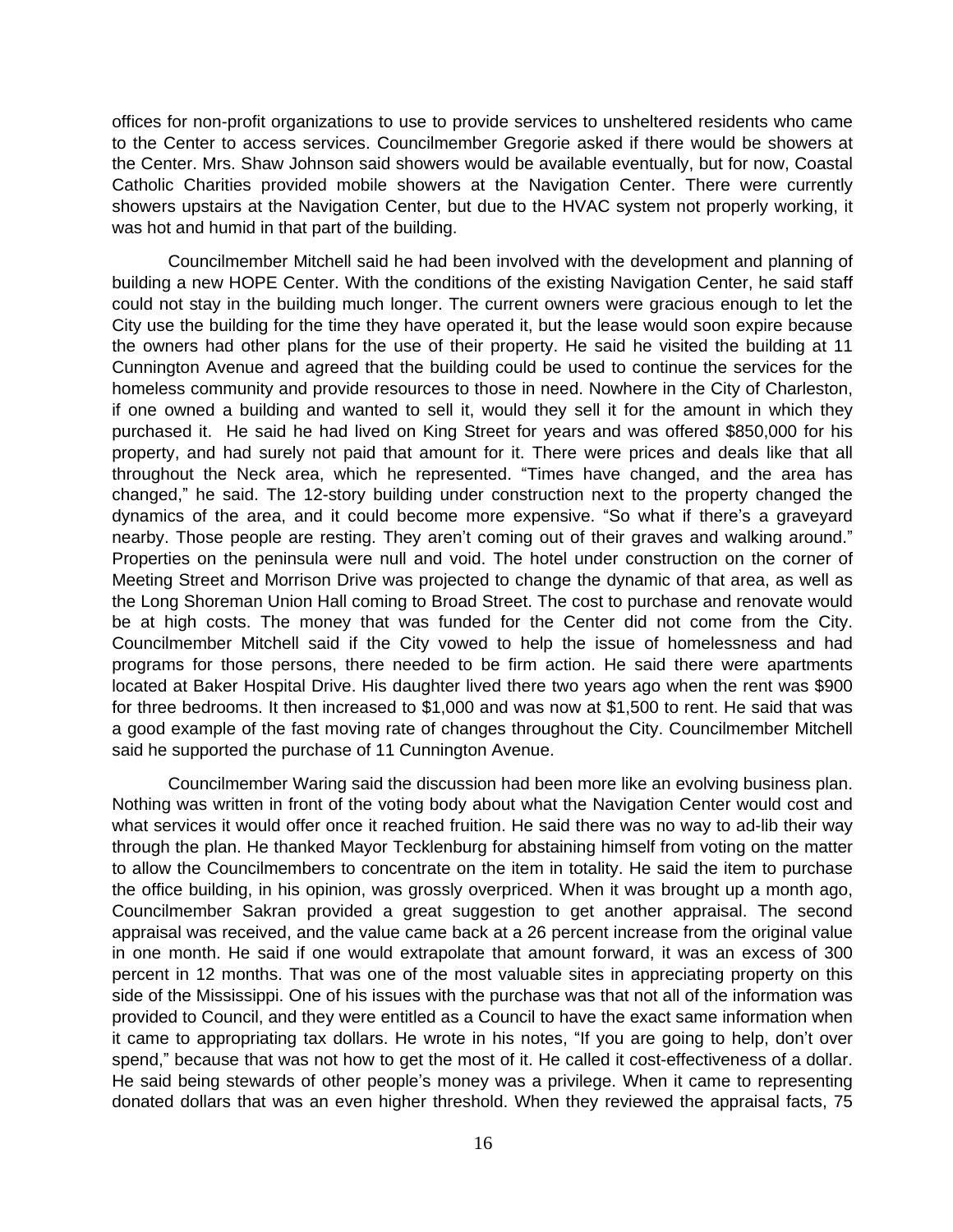offices for non-profit organizations to use to provide services to unsheltered residents who came to the Center to access services. Councilmember Gregorie asked if there would be showers at the Center. Mrs. Shaw Johnson said showers would be available eventually, but for now, Coastal Catholic Charities provided mobile showers at the Navigation Center. There were currently showers upstairs at the Navigation Center, but due to the HVAC system not properly working, it was hot and humid in that part of the building.

Councilmember Mitchell said he had been involved with the development and planning of building a new HOPE Center. With the conditions of the existing Navigation Center, he said staff could not stay in the building much longer. The current owners were gracious enough to let the City use the building for the time they have operated it, but the lease would soon expire because the owners had other plans for the use of their property. He said he visited the building at 11 Cunnington Avenue and agreed that the building could be used to continue the services for the homeless community and provide resources to those in need. Nowhere in the City of Charleston, if one owned a building and wanted to sell it, would they sell it for the amount in which they purchased it. He said he had lived on King Street for years and was offered $850,000 for his property, and had surely not paid that amount for it. There were prices and deals like that all throughout the Neck area, which he represented. "Times have changed, and the area has changed," he said. The 12-story building under construction next to the property changed the dynamics of the area, and it could become more expensive. "So what if there's a graveyard nearby. Those people are resting. They aren't coming out of their graves and walking around." Properties on the peninsula were null and void. The hotel under construction on the corner of Meeting Street and Morrison Drive was projected to change the dynamic of that area, as well as the Long Shoreman Union Hall coming to Broad Street. The cost to purchase and renovate would be at high costs. The money that was funded for the Center did not come from the City. Councilmember Mitchell said if the City vowed to help the issue of homelessness and had programs for those persons, there needed to be firm action. He said there were apartments located at Baker Hospital Drive. His daughter lived there two years ago when the rent was $900 for three bedrooms. It then increased to $1,000 and was now at $1,500 to rent. He said that was a good example of the fast moving rate of changes throughout the City. Councilmember Mitchell said he supported the purchase of 11 Cunnington Avenue.

Councilmember Waring said the discussion had been more like an evolving business plan. Nothing was written in front of the voting body about what the Navigation Center would cost and what services it would offer once it reached fruition. He said there was no way to ad-lib their way through the plan. He thanked Mayor Tecklenburg for abstaining himself from voting on the matter to allow the Councilmembers to concentrate on the item in totality. He said the item to purchase the office building, in his opinion, was grossly overpriced. When it was brought up a month ago, Councilmember Sakran provided a great suggestion to get another appraisal. The second appraisal was received, and the value came back at a 26 percent increase from the original value in one month. He said if one would extrapolate that amount forward, it was an excess of 300 percent in 12 months. That was one of the most valuable sites in appreciating property on this side of the Mississippi. One of his issues with the purchase was that not all of the information was provided to Council, and they were entitled as a Council to have the exact same information when it came to appropriating tax dollars. He wrote in his notes, "If you are going to help, don't over spend," because that was not how to get the most of it. He called it cost-effectiveness of a dollar. He said being stewards of other people's money was a privilege. When it came to representing donated dollars that was an even higher threshold. When they reviewed the appraisal facts, 75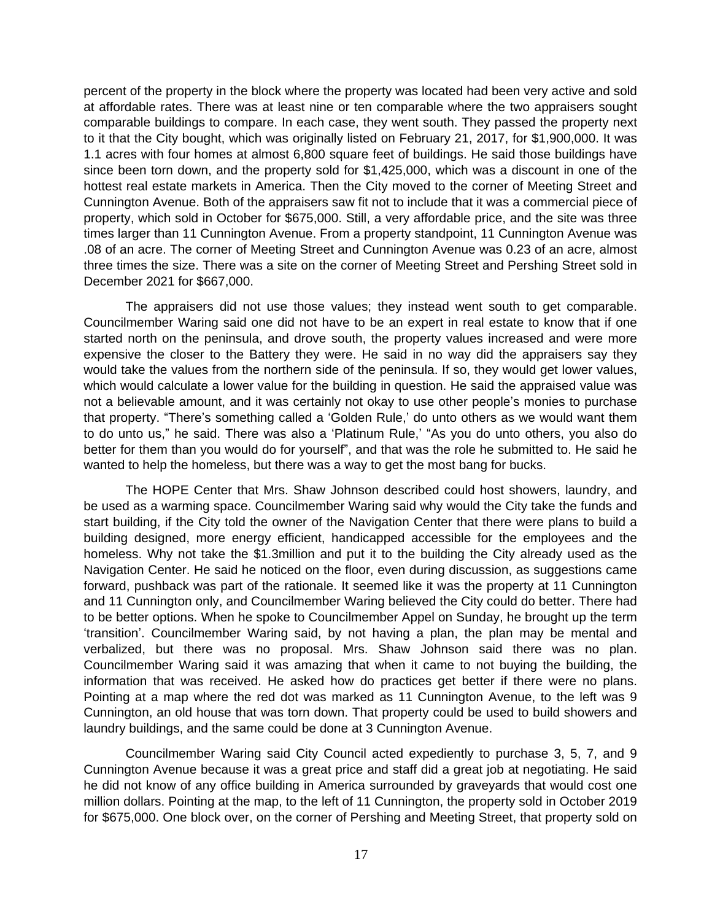percent of the property in the block where the property was located had been very active and sold at affordable rates. There was at least nine or ten comparable where the two appraisers sought comparable buildings to compare. In each case, they went south. They passed the property next to it that the City bought, which was originally listed on February 21, 2017, for $1,900,000. It was 1.1 acres with four homes at almost 6,800 square feet of buildings. He said those buildings have since been torn down, and the property sold for $1,425,000, which was a discount in one of the hottest real estate markets in America. Then the City moved to the corner of Meeting Street and Cunnington Avenue. Both of the appraisers saw fit not to include that it was a commercial piece of property, which sold in October for $675,000. Still, a very affordable price, and the site was three times larger than 11 Cunnington Avenue. From a property standpoint, 11 Cunnington Avenue was .08 of an acre. The corner of Meeting Street and Cunnington Avenue was 0.23 of an acre, almost three times the size. There was a site on the corner of Meeting Street and Pershing Street sold in December 2021 for $667,000.

The appraisers did not use those values; they instead went south to get comparable. Councilmember Waring said one did not have to be an expert in real estate to know that if one started north on the peninsula, and drove south, the property values increased and were more expensive the closer to the Battery they were. He said in no way did the appraisers say they would take the values from the northern side of the peninsula. If so, they would get lower values, which would calculate a lower value for the building in question. He said the appraised value was not a believable amount, and it was certainly not okay to use other people's monies to purchase that property. "There's something called a 'Golden Rule,' do unto others as we would want them to do unto us," he said. There was also a 'Platinum Rule,' "As you do unto others, you also do better for them than you would do for yourself", and that was the role he submitted to. He said he wanted to help the homeless, but there was a way to get the most bang for bucks.

The HOPE Center that Mrs. Shaw Johnson described could host showers, laundry, and be used as a warming space. Councilmember Waring said why would the City take the funds and start building, if the City told the owner of the Navigation Center that there were plans to build a building designed, more energy efficient, handicapped accessible for the employees and the homeless. Why not take the $1.3million and put it to the building the City already used as the Navigation Center. He said he noticed on the floor, even during discussion, as suggestions came forward, pushback was part of the rationale. It seemed like it was the property at 11 Cunnington and 11 Cunnington only, and Councilmember Waring believed the City could do better. There had to be better options. When he spoke to Councilmember Appel on Sunday, he brought up the term 'transition'. Councilmember Waring said, by not having a plan, the plan may be mental and verbalized, but there was no proposal. Mrs. Shaw Johnson said there was no plan. Councilmember Waring said it was amazing that when it came to not buying the building, the information that was received. He asked how do practices get better if there were no plans. Pointing at a map where the red dot was marked as 11 Cunnington Avenue, to the left was 9 Cunnington, an old house that was torn down. That property could be used to build showers and laundry buildings, and the same could be done at 3 Cunnington Avenue.

Councilmember Waring said City Council acted expediently to purchase 3, 5, 7, and 9 Cunnington Avenue because it was a great price and staff did a great job at negotiating. He said he did not know of any office building in America surrounded by graveyards that would cost one million dollars. Pointing at the map, to the left of 11 Cunnington, the property sold in October 2019 for $675,000. One block over, on the corner of Pershing and Meeting Street, that property sold on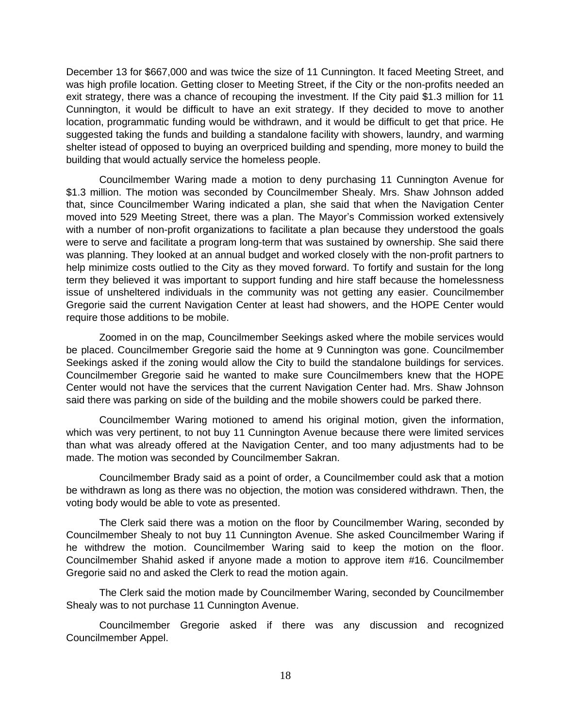December 13 for $667,000 and was twice the size of 11 Cunnington. It faced Meeting Street, and was high profile location. Getting closer to Meeting Street, if the City or the non-profits needed an exit strategy, there was a chance of recouping the investment. If the City paid $1.3 million for 11 Cunnington, it would be difficult to have an exit strategy. If they decided to move to another location, programmatic funding would be withdrawn, and it would be difficult to get that price. He suggested taking the funds and building a standalone facility with showers, laundry, and warming shelter istead of opposed to buying an overpriced building and spending, more money to build the building that would actually service the homeless people.

Councilmember Waring made a motion to deny purchasing 11 Cunnington Avenue for $1.3 million. The motion was seconded by Councilmember Shealy. Mrs. Shaw Johnson added that, since Councilmember Waring indicated a plan, she said that when the Navigation Center moved into 529 Meeting Street, there was a plan. The Mayor's Commission worked extensively with a number of non-profit organizations to facilitate a plan because they understood the goals were to serve and facilitate a program long-term that was sustained by ownership. She said there was planning. They looked at an annual budget and worked closely with the non-profit partners to help minimize costs outlied to the City as they moved forward. To fortify and sustain for the long term they believed it was important to support funding and hire staff because the homelessness issue of unsheltered individuals in the community was not getting any easier. Councilmember Gregorie said the current Navigation Center at least had showers, and the HOPE Center would require those additions to be mobile.

Zoomed in on the map, Councilmember Seekings asked where the mobile services would be placed. Councilmember Gregorie said the home at 9 Cunnington was gone. Councilmember Seekings asked if the zoning would allow the City to build the standalone buildings for services. Councilmember Gregorie said he wanted to make sure Councilmembers knew that the HOPE Center would not have the services that the current Navigation Center had. Mrs. Shaw Johnson said there was parking on side of the building and the mobile showers could be parked there.

Councilmember Waring motioned to amend his original motion, given the information, which was very pertinent, to not buy 11 Cunnington Avenue because there were limited services than what was already offered at the Navigation Center, and too many adjustments had to be made. The motion was seconded by Councilmember Sakran.

Councilmember Brady said as a point of order, a Councilmember could ask that a motion be withdrawn as long as there was no objection, the motion was considered withdrawn. Then, the voting body would be able to vote as presented.

The Clerk said there was a motion on the floor by Councilmember Waring, seconded by Councilmember Shealy to not buy 11 Cunnington Avenue. She asked Councilmember Waring if he withdrew the motion. Councilmember Waring said to keep the motion on the floor. Councilmember Shahid asked if anyone made a motion to approve item #16. Councilmember Gregorie said no and asked the Clerk to read the motion again.

The Clerk said the motion made by Councilmember Waring, seconded by Councilmember Shealy was to not purchase 11 Cunnington Avenue.

Councilmember Gregorie asked if there was any discussion and recognized Councilmember Appel.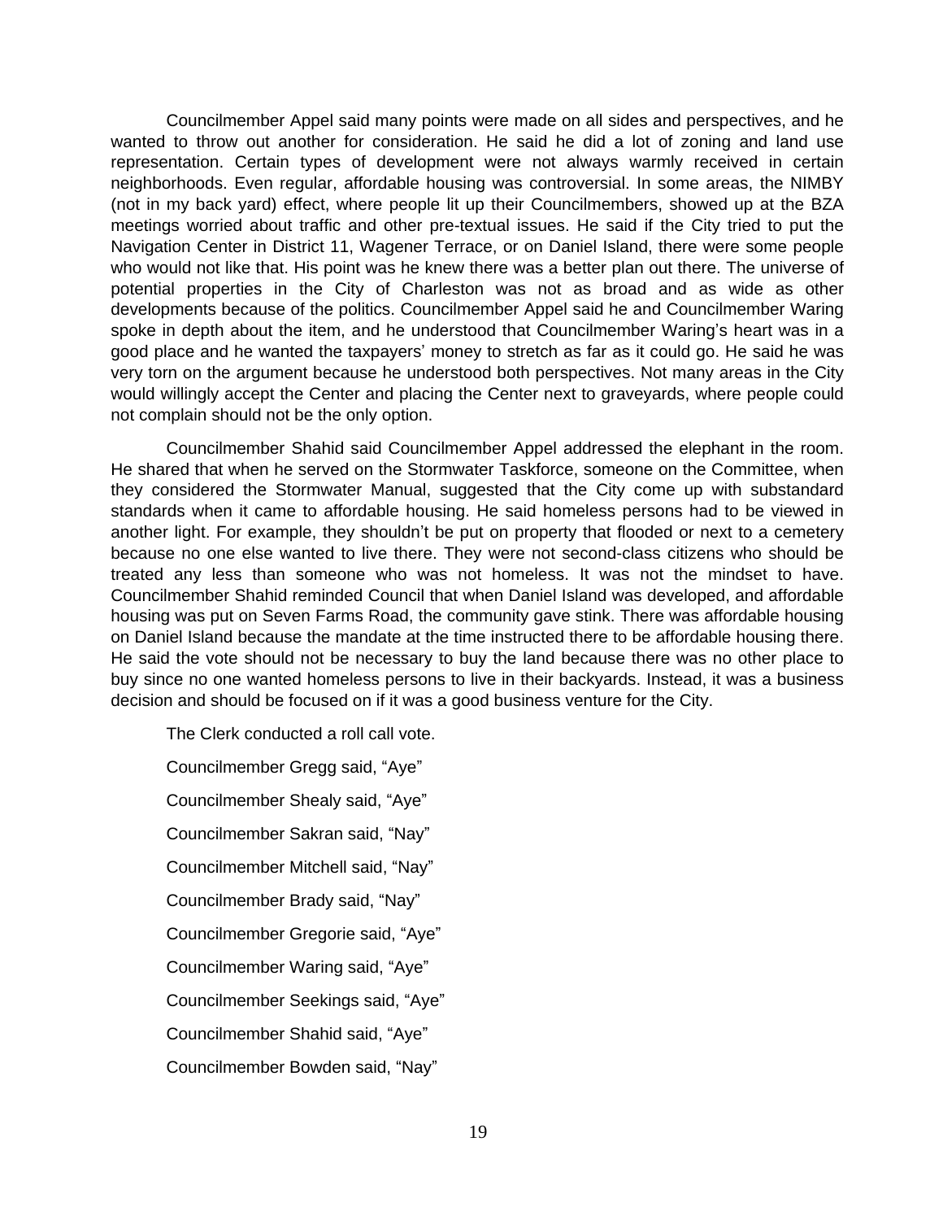Councilmember Appel said many points were made on all sides and perspectives, and he wanted to throw out another for consideration. He said he did a lot of zoning and land use representation. Certain types of development were not always warmly received in certain neighborhoods. Even regular, affordable housing was controversial. In some areas, the NIMBY (not in my back yard) effect, where people lit up their Councilmembers, showed up at the BZA meetings worried about traffic and other pre-textual issues. He said if the City tried to put the Navigation Center in District 11, Wagener Terrace, or on Daniel Island, there were some people who would not like that. His point was he knew there was a better plan out there. The universe of potential properties in the City of Charleston was not as broad and as wide as other developments because of the politics. Councilmember Appel said he and Councilmember Waring spoke in depth about the item, and he understood that Councilmember Waring's heart was in a good place and he wanted the taxpayers' money to stretch as far as it could go. He said he was very torn on the argument because he understood both perspectives. Not many areas in the City would willingly accept the Center and placing the Center next to graveyards, where people could not complain should not be the only option.

Councilmember Shahid said Councilmember Appel addressed the elephant in the room. He shared that when he served on the Stormwater Taskforce, someone on the Committee, when they considered the Stormwater Manual, suggested that the City come up with substandard standards when it came to affordable housing. He said homeless persons had to be viewed in another light. For example, they shouldn't be put on property that flooded or next to a cemetery because no one else wanted to live there. They were not second-class citizens who should be treated any less than someone who was not homeless. It was not the mindset to have. Councilmember Shahid reminded Council that when Daniel Island was developed, and affordable housing was put on Seven Farms Road, the community gave stink. There was affordable housing on Daniel Island because the mandate at the time instructed there to be affordable housing there. He said the vote should not be necessary to buy the land because there was no other place to buy since no one wanted homeless persons to live in their backyards. Instead, it was a business decision and should be focused on if it was a good business venture for the City.

The Clerk conducted a roll call vote.

Councilmember Gregg said, "Aye"

Councilmember Shealy said, "Aye"

Councilmember Sakran said, "Nay"

Councilmember Mitchell said, "Nay"

Councilmember Brady said, "Nay"

Councilmember Gregorie said, "Aye"

Councilmember Waring said, "Aye"

Councilmember Seekings said, "Aye"

Councilmember Shahid said, "Aye"

Councilmember Bowden said, "Nay"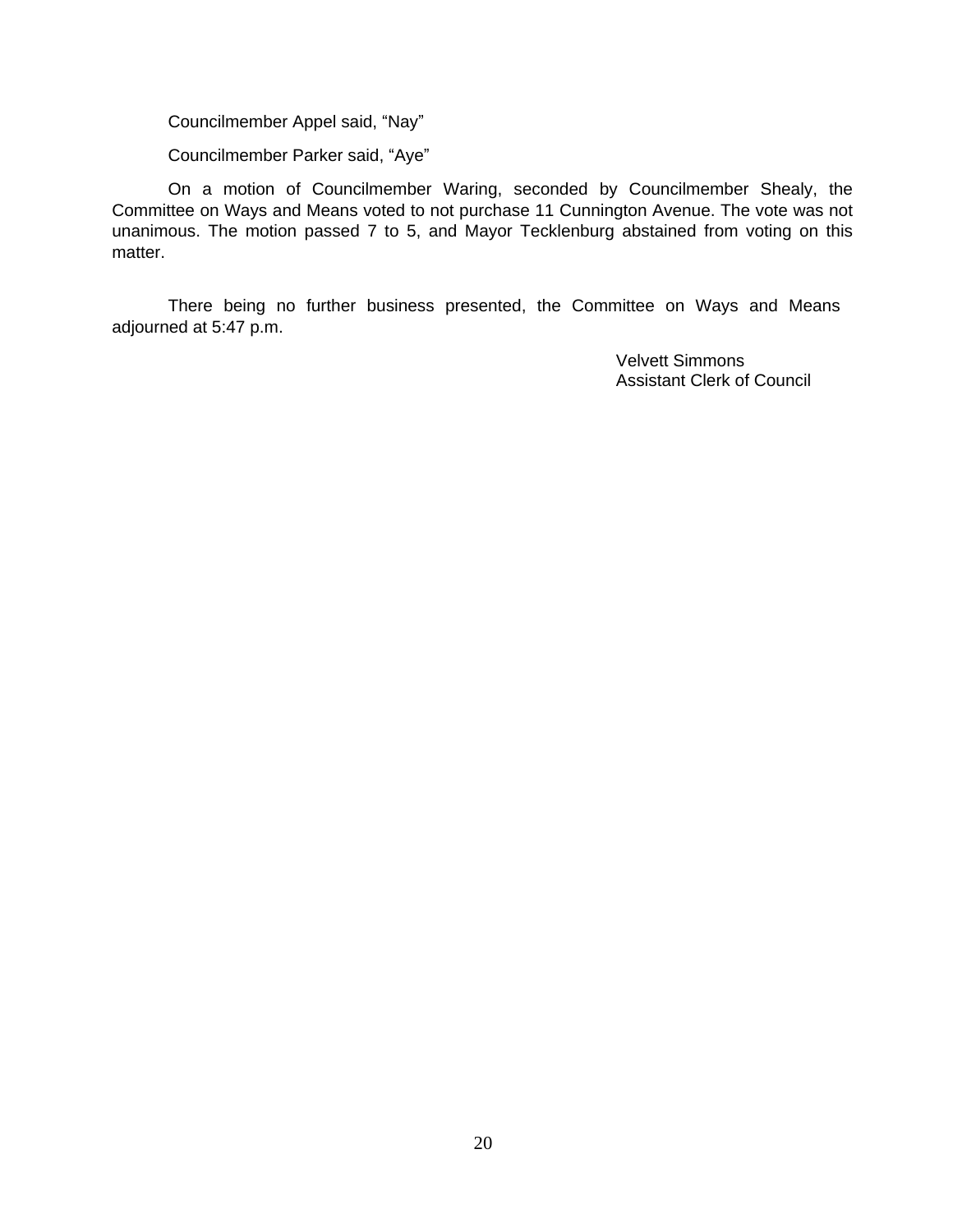Councilmember Appel said, “Nay”

Councilmember Parker said, “Aye”

On a motion of Councilmember Waring, seconded by Councilmember Shealy, the Committee on Ways and Means voted to not purchase 11 Cunnington Avenue. The vote was not unanimous. The motion passed 7 to 5, and Mayor Tecklenburg abstained from voting on this matter.

There being no further business presented, the Committee on Ways and Means adjourned at 5:47 p.m.

Velvett Simmons  
Assistant Clerk of Council